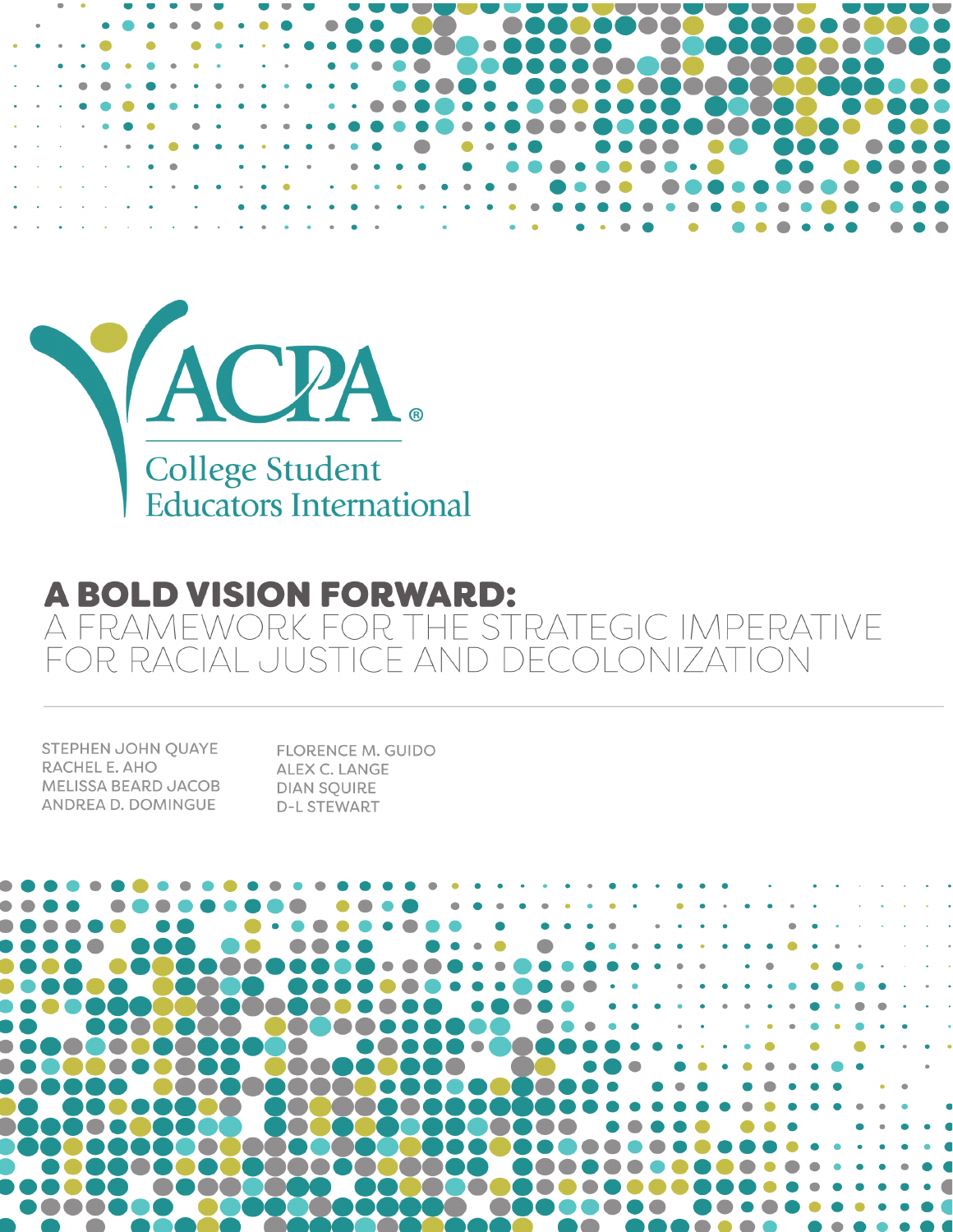ACPA®

College Student Educators International

# A BOLD VISION FORWARD:
## A FRAMEWORK FOR THE STRATEGIC IMPERATIVE FOR RACIAL JUSTICE AND DECOLONIZATION

STEPHEN JOHN QUAYE
RACHEL E. AHO
MELISSA BEARD JACOB
ANDREA D. DOMINGUE
FLORENCE M. GUIDO
ALEX C. LANGE
DIAN SQUIRE
D-L STEWART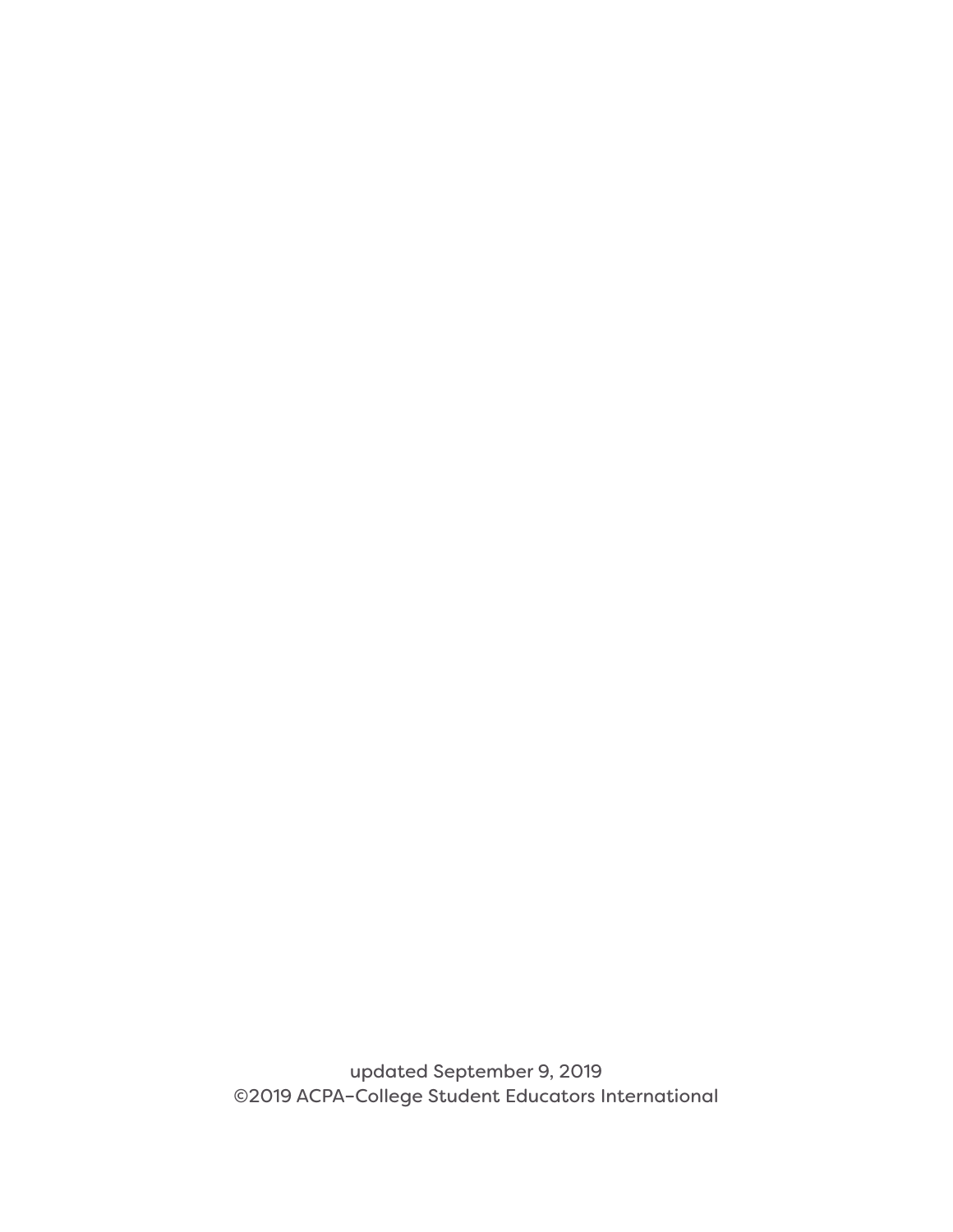updated September 9, 2019
©2019 ACPA-College Student Educators International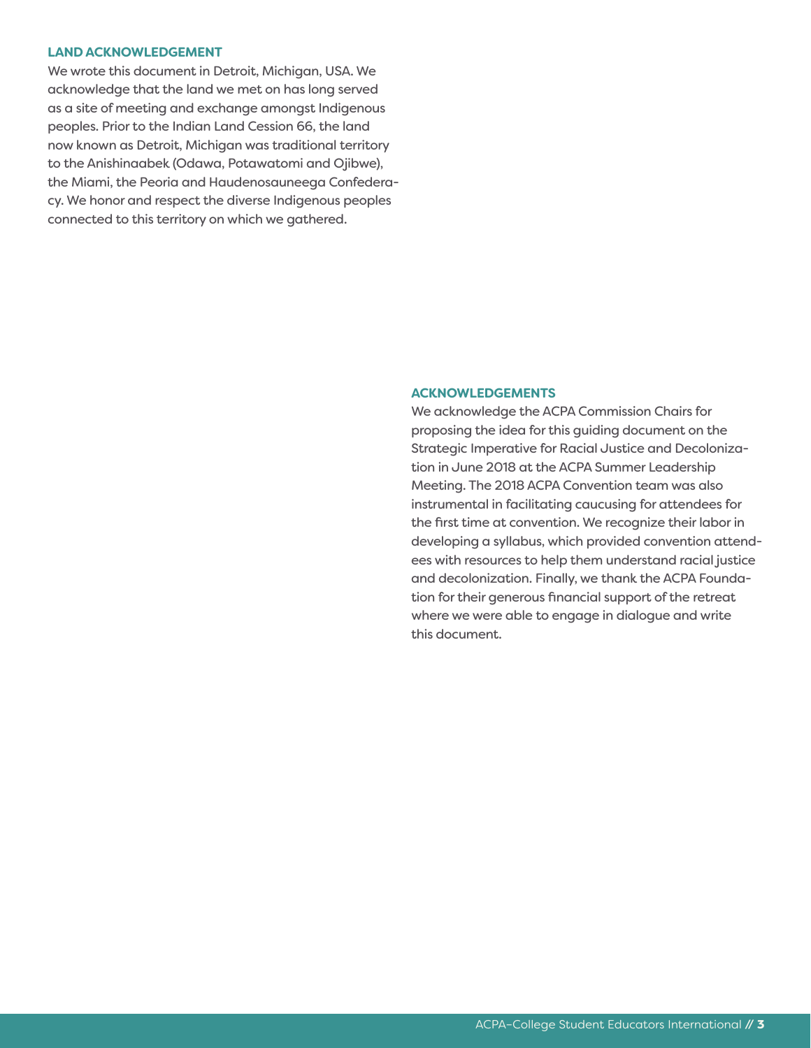## LAND ACKNOWLEDGEMENT

We wrote this document in Detroit, Michigan, USA. We acknowledge that the land we met on has long served as a site of meeting and exchange amongst Indigenous peoples. Prior to the Indian Land Cession 66, the land now known as Detroit, Michigan was traditional territory to the Anishinaabek (Odawa, Potawatomi and Ojibwe), the Miami, the Peoria and Haudenosauneega Confederacy. We honor and respect the diverse Indigenous peoples connected to this territory on which we gathered.

## ACKNOWLEDGEMENTS

We acknowledge the ACPA Commission Chairs for proposing the idea for this guiding document on the Strategic Imperative for Racial Justice and Decolonization in June 2018 at the ACPA Summer Leadership Meeting. The 2018 ACPA Convention team was also instrumental in facilitating caucusing for attendees for the first time at convention. We recognize their labor in developing a syllabus, which provided convention attendees with resources to help them understand racial justice and decolonization. Finally, we thank the ACPA Foundation for their generous financial support of the retreat where we were able to engage in dialogue and write this document.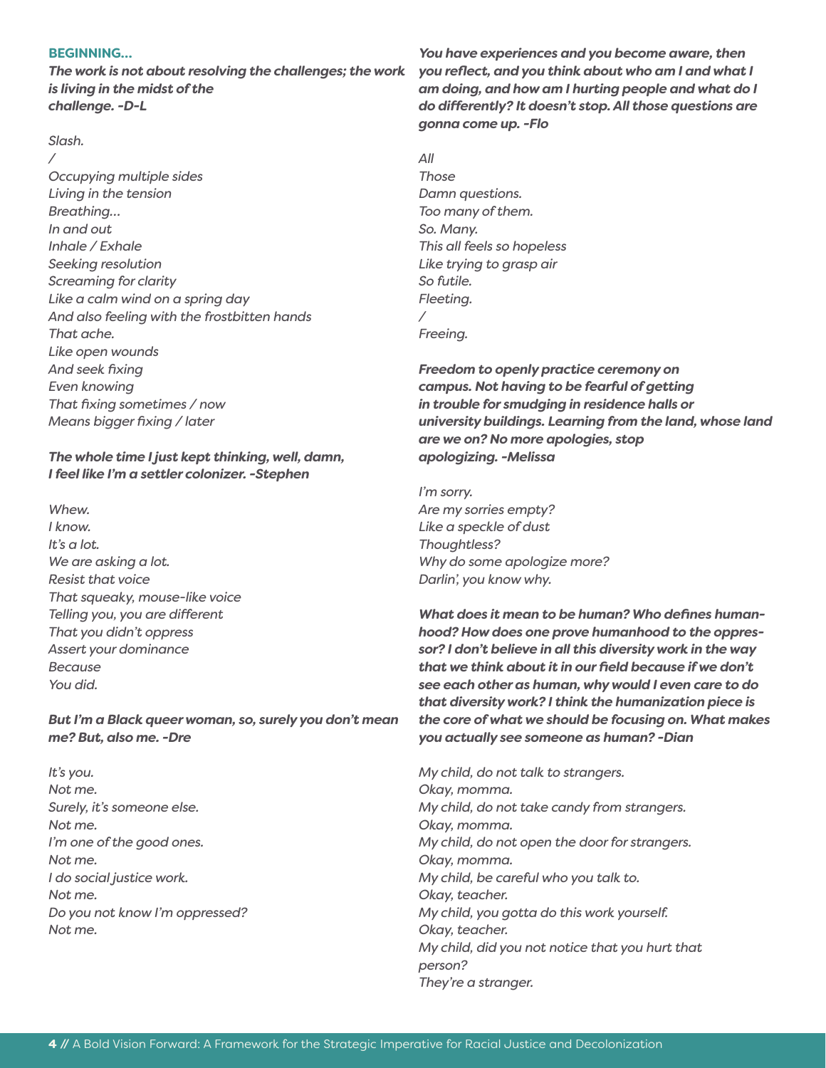## BEGINNING...

***The work is not about resolving the challenges; the work is living in the midst of the challenge. -D-L***

*Slash.*
*/*
*Occupying multiple sides*
*Living in the tension*
*Breathing...*
*In and out*
*Inhale / Exhale*
*Seeking resolution*
*Screaming for clarity*
*Like a calm wind on a spring day*
*And also feeling with the frostbitten hands*
*That ache.*
*Like open wounds*
*And seek fixing*
*Even knowing*
*That fixing sometimes / now*
*Means bigger fixing / later*

***The whole time I just kept thinking, well, damn, I feel like I'm a settler colonizer. -Stephen***

*Whew.*
*I know.*
*It's a lot.*
*We are asking a lot.*
*Resist that voice*
*That squeaky, mouse-like voice*
*Telling you, you are different*
*That you didn't oppress*
*Assert your dominance*
*Because*
*You did.*

***But I'm a Black queer woman, so, surely you don't mean me? But, also me. -Dre***

*It's you.*
*Not me.*
*Surely, it's someone else.*
*Not me.*
*I'm one of the good ones.*
*Not me.*
*I do social justice work.*
*Not me.*
*Do you not know I'm oppressed?*
*Not me.*

***You have experiences and you become aware, then you reflect, and you think about who am I and what I am doing, and how am I hurting people and what do I do differently? It doesn't stop. All those questions are gonna come up. -Flo***

*All*
*Those*
*Damn questions.*
*Too many of them.*
*So. Many.*
*This all feels so hopeless*
*Like trying to grasp air*
*So futile.*
*Fleeting.*
*/*
*Freeing.*

***Freedom to openly practice ceremony on campus. Not having to be fearful of getting in trouble for smudging in residence halls or university buildings. Learning from the land, whose land are we on? No more apologies, stop apologizing. -Melissa***

*I'm sorry.*
*Are my sorries empty?*
*Like a speckle of dust*
*Thoughtless?*
*Why do some apologize more?*
*Darlin', you know why.*

***What does it mean to be human? Who defines humanhood? How does one prove humanhood to the oppressor? I don't believe in all this diversity work in the way that we think about it in our field because if we don't see each other as human, why would I even care to do that diversity work? I think the humanization piece is the core of what we should be focusing on. What makes you actually see someone as human? -Dian***

*My child, do not talk to strangers.*
*Okay, momma.*
*My child, do not take candy from strangers.*
*Okay, momma.*
*My child, do not open the door for strangers.*
*Okay, momma.*
*My child, be careful who you talk to.*
*Okay, teacher.*
*My child, you gotta do this work yourself.*
*Okay, teacher.*
*My child, did you not notice that you hurt that person?*
*They're a stranger.*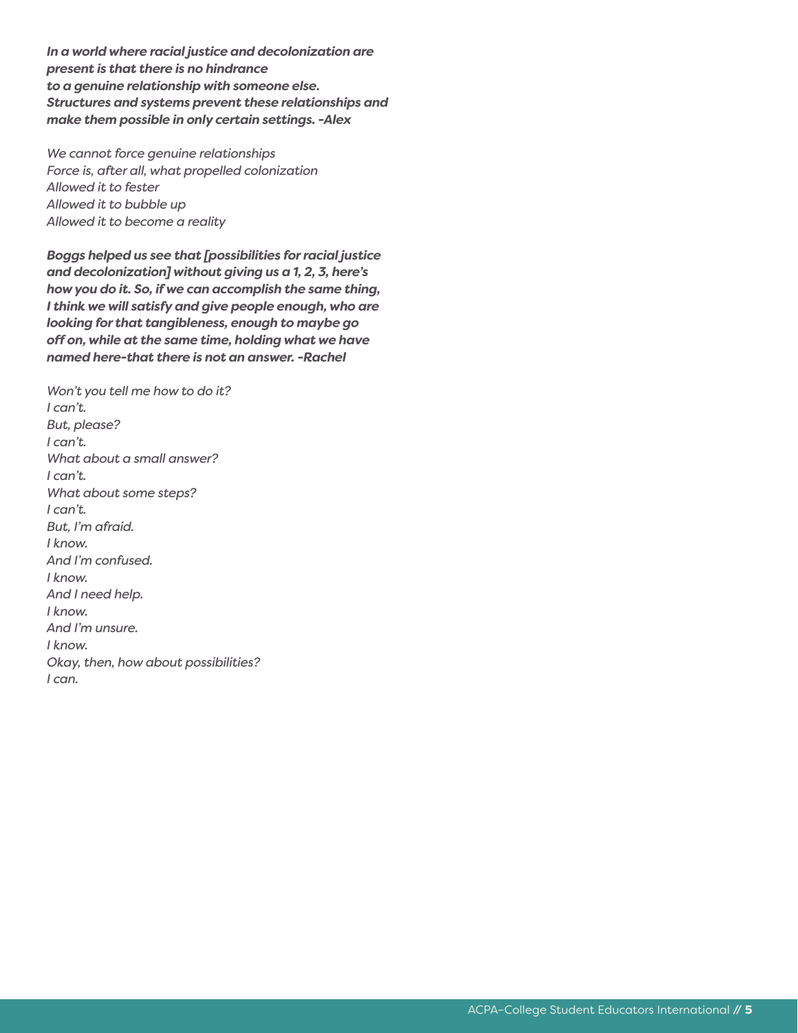***In a world where racial justice and decolonization are present is that there is no hindrance to a genuine relationship with someone else. Structures and systems prevent these relationships and make them possible in only certain settings. -Alex***

*We cannot force genuine relationships*
*Force is, after all, what propelled colonization*
*Allowed it to fester*
*Allowed it to bubble up*
*Allowed it to become a reality*

***Boggs helped us see that [possibilities for racial justice and decolonization] without giving us a 1, 2, 3, here's how you do it. So, if we can accomplish the same thing, I think we will satisfy and give people enough, who are looking for that tangibleness, enough to maybe go off on, while at the same time, holding what we have named here-that there is not an answer. -Rachel***

*Won't you tell me how to do it?*
*I can't.*
*But, please?*
*I can't.*
*What about a small answer?*
*I can't.*
*What about some steps?*
*I can't.*
*But, I'm afraid.*
*I know.*
*And I'm confused.*
*I know.*
*And I need help.*
*I know.*
*And I'm unsure.*
*I know.*
*Okay, then, how about possibilities?*
*I can.*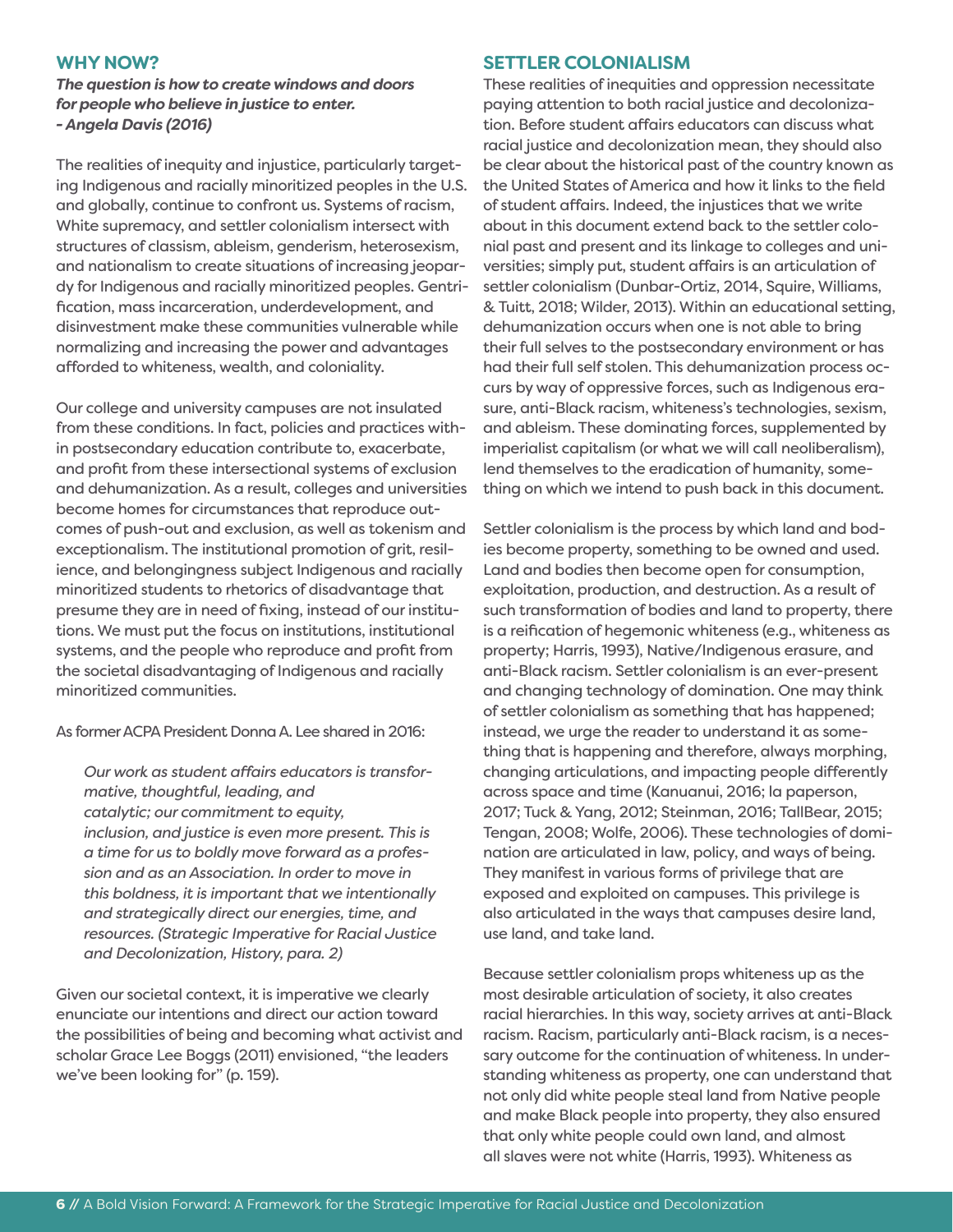## WHY NOW?

***The question is how to create windows and doors for people who believe in justice to enter. - Angela Davis (2016)***

The realities of inequity and injustice, particularly targeting Indigenous and racially minoritized peoples in the U.S. and globally, continue to confront us. Systems of racism, White supremacy, and settler colonialism intersect with structures of classism, ableism, genderism, heterosexism, and nationalism to create situations of increasing jeopardy for Indigenous and racially minoritized peoples. Gentrification, mass incarceration, underdevelopment, and disinvestment make these communities vulnerable while normalizing and increasing the power and advantages afforded to whiteness, wealth, and coloniality.

Our college and university campuses are not insulated from these conditions. In fact, policies and practices within postsecondary education contribute to, exacerbate, and profit from these intersectional systems of exclusion and dehumanization. As a result, colleges and universities become homes for circumstances that reproduce outcomes of push-out and exclusion, as well as tokenism and exceptionalism. The institutional promotion of grit, resilience, and belongingness subject Indigenous and racially minoritized students to rhetorics of disadvantage that presume they are in need of fixing, instead of our institutions. We must put the focus on institutions, institutional systems, and the people who reproduce and profit from the societal disadvantaging of Indigenous and racially minoritized communities.

As former ACPA President Donna A. Lee shared in 2016:

> *Our work as student affairs educators is transformative, thoughtful, leading, and catalytic; our commitment to equity, inclusion, and justice is even more present. This is a time for us to boldly move forward as a profession and as an Association. In order to move in this boldness, it is important that we intentionally and strategically direct our energies, time, and resources. (Strategic Imperative for Racial Justice and Decolonization, History, para. 2)*

Given our societal context, it is imperative we clearly enunciate our intentions and direct our action toward the possibilities of being and becoming what activist and scholar Grace Lee Boggs (2011) envisioned, "the leaders we've been looking for" (p. 159).

## SETTLER COLONIALISM

These realities of inequities and oppression necessitate paying attention to both racial justice and decolonization. Before student affairs educators can discuss what racial justice and decolonization mean, they should also be clear about the historical past of the country known as the United States of America and how it links to the field of student affairs. Indeed, the injustices that we write about in this document extend back to the settler colonial past and present and its linkage to colleges and universities; simply put, student affairs is an articulation of settler colonialism (Dunbar-Ortiz, 2014, Squire, Williams, & Tuitt, 2018; Wilder, 2013). Within an educational setting, dehumanization occurs when one is not able to bring their full selves to the postsecondary environment or has had their full self stolen. This dehumanization process occurs by way of oppressive forces, such as Indigenous erasure, anti-Black racism, whiteness's technologies, sexism, and ableism. These dominating forces, supplemented by imperialist capitalism (or what we will call neoliberalism), lend themselves to the eradication of humanity, something on which we intend to push back in this document.

Settler colonialism is the process by which land and bodies become property, something to be owned and used. Land and bodies then become open for consumption, exploitation, production, and destruction. As a result of such transformation of bodies and land to property, there is a reification of hegemonic whiteness (e.g., whiteness as property; Harris, 1993), Native/Indigenous erasure, and anti-Black racism. Settler colonialism is an ever-present and changing technology of domination. One may think of settler colonialism as something that has happened; instead, we urge the reader to understand it as something that is happening and therefore, always morphing, changing articulations, and impacting people differently across space and time (Kanuanui, 2016; la paperson, 2017; Tuck & Yang, 2012; Steinman, 2016; TallBear, 2015; Tengan, 2008; Wolfe, 2006). These technologies of domination are articulated in law, policy, and ways of being. They manifest in various forms of privilege that are exposed and exploited on campuses. This privilege is also articulated in the ways that campuses desire land, use land, and take land.

Because settler colonialism props whiteness up as the most desirable articulation of society, it also creates racial hierarchies. In this way, society arrives at anti-Black racism. Racism, particularly anti-Black racism, is a necessary outcome for the continuation of whiteness. In understanding whiteness as property, one can understand that not only did white people steal land from Native people and make Black people into property, they also ensured that only white people could own land, and almost all slaves were not white (Harris, 1993). Whiteness as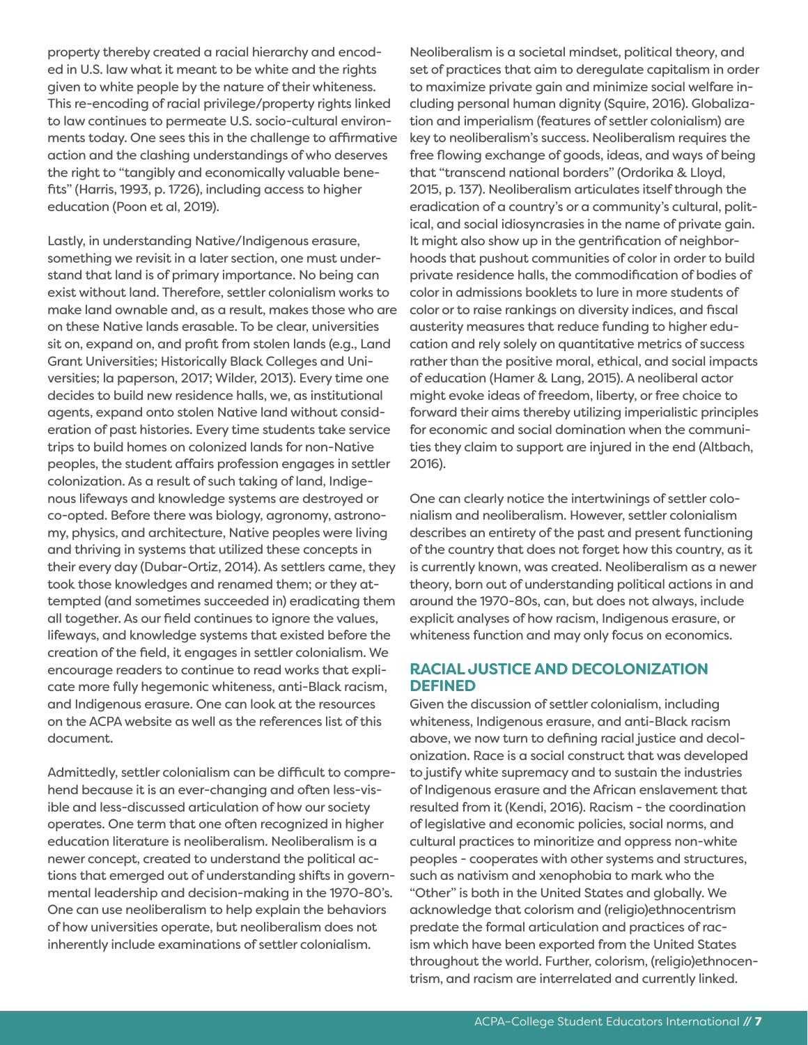property thereby created a racial hierarchy and encoded in U.S. law what it meant to be white and the rights given to white people by the nature of their whiteness. This re-encoding of racial privilege/property rights linked to law continues to permeate U.S. socio-cultural environments today. One sees this in the challenge to affirmative action and the clashing understandings of who deserves the right to "tangibly and economically valuable benefits" (Harris, 1993, p. 1726), including access to higher education (Poon et al, 2019).

Lastly, in understanding Native/Indigenous erasure, something we revisit in a later section, one must understand that land is of primary importance. No being can exist without land. Therefore, settler colonialism works to make land ownable and, as a result, makes those who are on these Native lands erasable. To be clear, universities sit on, expand on, and profit from stolen lands (e.g., Land Grant Universities; Historically Black Colleges and Universities; la paperson, 2017; Wilder, 2013). Every time one decides to build new residence halls, we, as institutional agents, expand onto stolen Native land without consideration of past histories. Every time students take service trips to build homes on colonized lands for non-Native peoples, the student affairs profession engages in settler colonization. As a result of such taking of land, Indigenous lifeways and knowledge systems are destroyed or co-opted. Before there was biology, agronomy, astronomy, physics, and architecture, Native peoples were living and thriving in systems that utilized these concepts in their every day (Dubar-Ortiz, 2014). As settlers came, they took those knowledges and renamed them; or they attempted (and sometimes succeeded in) eradicating them all together. As our field continues to ignore the values, lifeways, and knowledge systems that existed before the creation of the field, it engages in settler colonialism. We encourage readers to continue to read works that explicate more fully hegemonic whiteness, anti-Black racism, and Indigenous erasure. One can look at the resources on the ACPA website as well as the references list of this document.

Admittedly, settler colonialism can be difficult to comprehend because it is an ever-changing and often less-visible and less-discussed articulation of how our society operates. One term that one often recognized in higher education literature is neoliberalism. Neoliberalism is a newer concept, created to understand the political actions that emerged out of understanding shifts in governmental leadership and decision-making in the 1970-80's. One can use neoliberalism to help explain the behaviors of how universities operate, but neoliberalism does not inherently include examinations of settler colonialism.

Neoliberalism is a societal mindset, political theory, and set of practices that aim to deregulate capitalism in order to maximize private gain and minimize social welfare including personal human dignity (Squire, 2016). Globalization and imperialism (features of settler colonialism) are key to neoliberalism's success. Neoliberalism requires the free flowing exchange of goods, ideas, and ways of being that "transcend national borders" (Ordorika & Lloyd, 2015, p. 137). Neoliberalism articulates itself through the eradication of a country's or a community's cultural, political, and social idiosyncrasies in the name of private gain. It might also show up in the gentrification of neighborhoods that pushout communities of color in order to build private residence halls, the commodification of bodies of color in admissions booklets to lure in more students of color or to raise rankings on diversity indices, and fiscal austerity measures that reduce funding to higher education and rely solely on quantitative metrics of success rather than the positive moral, ethical, and social impacts of education (Hamer & Lang, 2015). A neoliberal actor might evoke ideas of freedom, liberty, or free choice to forward their aims thereby utilizing imperialistic principles for economic and social domination when the communities they claim to support are injured in the end (Altbach, 2016).

One can clearly notice the intertwinings of settler colonialism and neoliberalism. However, settler colonialism describes an entirety of the past and present functioning of the country that does not forget how this country, as it is currently known, was created. Neoliberalism as a newer theory, born out of understanding political actions in and around the 1970-80s, can, but does not always, include explicit analyses of how racism, Indigenous erasure, or whiteness function and may only focus on economics.

## RACIAL JUSTICE AND DECOLONIZATION DEFINED

Given the discussion of settler colonialism, including whiteness, Indigenous erasure, and anti-Black racism above, we now turn to defining racial justice and decolonization. Race is a social construct that was developed to justify white supremacy and to sustain the industries of Indigenous erasure and the African enslavement that resulted from it (Kendi, 2016). Racism - the coordination of legislative and economic policies, social norms, and cultural practices to minoritize and oppress non-white peoples - cooperates with other systems and structures, such as nativism and xenophobia to mark who the "Other" is both in the United States and globally. We acknowledge that colorism and (religio)ethnocentrism predate the formal articulation and practices of racism which have been exported from the United States throughout the world. Further, colorism, (religio)ethnocentrism, and racism are interrelated and currently linked.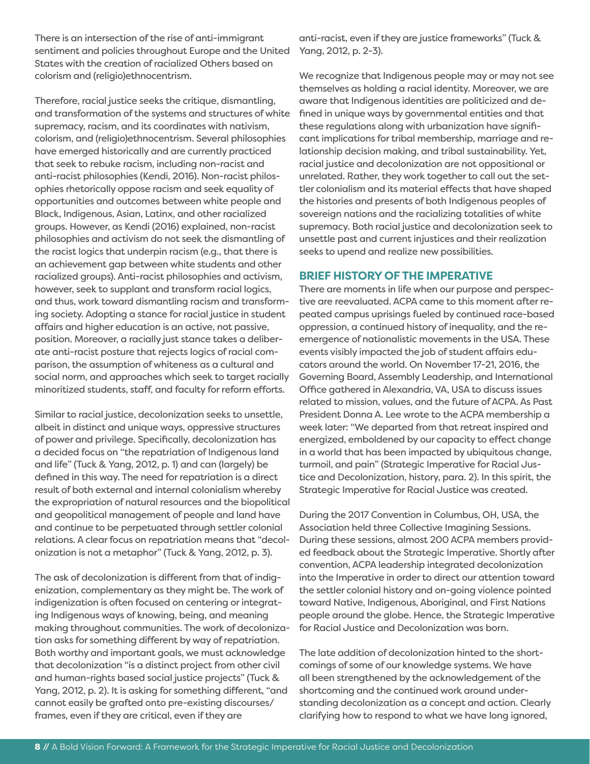There is an intersection of the rise of anti-immigrant sentiment and policies throughout Europe and the United States with the creation of racialized Others based on colorism and (religio)ethnocentrism.

Therefore, racial justice seeks the critique, dismantling, and transformation of the systems and structures of white supremacy, racism, and its coordinates with nativism, colorism, and (religio)ethnocentrism. Several philosophies have emerged historically and are currently practiced that seek to rebuke racism, including non-racist and anti-racist philosophies (Kendi, 2016). Non-racist philosophies rhetorically oppose racism and seek equality of opportunities and outcomes between white people and Black, Indigenous, Asian, Latinx, and other racialized groups. However, as Kendi (2016) explained, non-racist philosophies and activism do not seek the dismantling of the racist logics that underpin racism (e.g., that there is an achievement gap between white students and other racialized groups). Anti-racist philosophies and activism, however, seek to supplant and transform racial logics, and thus, work toward dismantling racism and transforming society. Adopting a stance for racial justice in student affairs and higher education is an active, not passive, position. Moreover, a racially just stance takes a deliberate anti-racist posture that rejects logics of racial comparison, the assumption of whiteness as a cultural and social norm, and approaches which seek to target racially minoritized students, staff, and faculty for reform efforts.

Similar to racial justice, decolonization seeks to unsettle, albeit in distinct and unique ways, oppressive structures of power and privilege. Specifically, decolonization has a decided focus on "the repatriation of Indigenous land and life" (Tuck & Yang, 2012, p. 1) and can (largely) be defined in this way. The need for repatriation is a direct result of both external and internal colonialism whereby the expropriation of natural resources and the biopolitical and geopolitical management of people and land have and continue to be perpetuated through settler colonial relations. A clear focus on repatriation means that "decolonization is not a metaphor" (Tuck & Yang, 2012, p. 3).

The ask of decolonization is different from that of indigenization, complementary as they might be. The work of indigenization is often focused on centering or integrating Indigenous ways of knowing, being, and meaning making throughout communities. The work of decolonization asks for something different by way of repatriation. Both worthy and important goals, we must acknowledge that decolonization "is a distinct project from other civil and human-rights based social justice projects" (Tuck & Yang, 2012, p. 2). It is asking for something different, "and cannot easily be grafted onto pre-existing discourses/frames, even if they are critical, even if they are anti-racist, even if they are justice frameworks" (Tuck & Yang, 2012, p. 2-3).

We recognize that Indigenous people may or may not see themselves as holding a racial identity. Moreover, we are aware that Indigenous identities are politicized and defined in unique ways by governmental entities and that these regulations along with urbanization have significant implications for tribal membership, marriage and relationship decision making, and tribal sustainability. Yet, racial justice and decolonization are not oppositional or unrelated. Rather, they work together to call out the settler colonialism and its material effects that have shaped the histories and presents of both Indigenous peoples of sovereign nations and the racializing totalities of white supremacy. Both racial justice and decolonization seek to unsettle past and current injustices and their realization seeks to upend and realize new possibilities.

## BRIEF HISTORY OF THE IMPERATIVE

There are moments in life when our purpose and perspective are reevaluated. ACPA came to this moment after repeated campus uprisings fueled by continued race-based oppression, a continued history of inequality, and the reemergence of nationalistic movements in the USA. These events visibly impacted the job of student affairs educators around the world. On November 17-21, 2016, the Governing Board, Assembly Leadership, and International Office gathered in Alexandria, VA, USA to discuss issues related to mission, values, and the future of ACPA. As Past President Donna A. Lee wrote to the ACPA membership a week later: "We departed from that retreat inspired and energized, emboldened by our capacity to effect change in a world that has been impacted by ubiquitous change, turmoil, and pain" (Strategic Imperative for Racial Justice and Decolonization, history, para. 2). In this spirit, the Strategic Imperative for Racial Justice was created.

During the 2017 Convention in Columbus, OH, USA, the Association held three Collective Imagining Sessions. During these sessions, almost 200 ACPA members provided feedback about the Strategic Imperative. Shortly after convention, ACPA leadership integrated decolonization into the Imperative in order to direct our attention toward the settler colonial history and on-going violence pointed toward Native, Indigenous, Aboriginal, and First Nations people around the globe. Hence, the Strategic Imperative for Racial Justice and Decolonization was born.

The late addition of decolonization hinted to the shortcomings of some of our knowledge systems. We have all been strengthened by the acknowledgement of the shortcoming and the continued work around understanding decolonization as a concept and action. Clearly clarifying how to respond to what we have long ignored,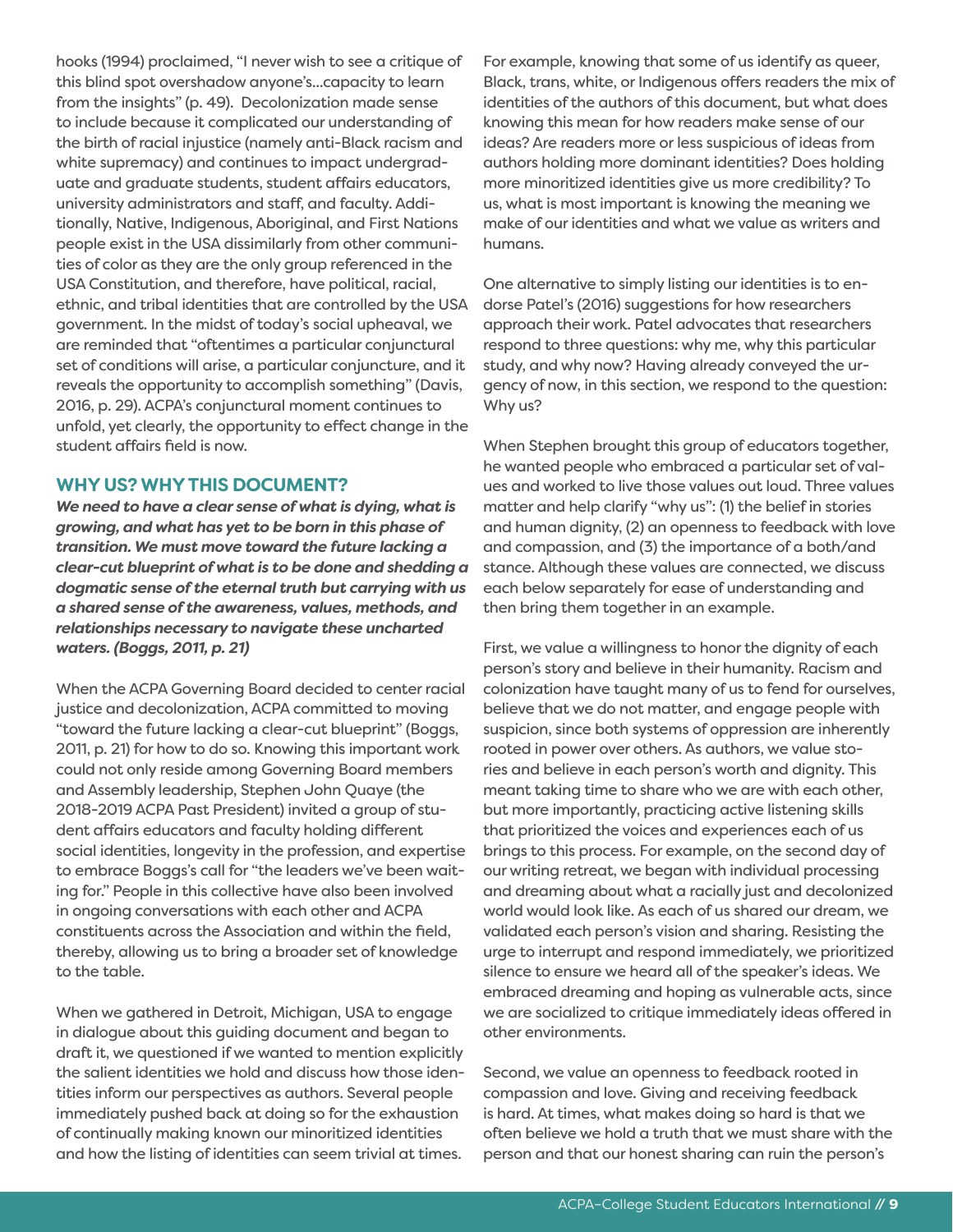hooks (1994) proclaimed, "I never wish to see a critique of this blind spot overshadow anyone's…capacity to learn from the insights" (p. 49). Decolonization made sense to include because it complicated our understanding of the birth of racial injustice (namely anti-Black racism and white supremacy) and continues to impact undergraduate and graduate students, student affairs educators, university administrators and staff, and faculty. Additionally, Native, Indigenous, Aboriginal, and First Nations people exist in the USA dissimilarly from other communities of color as they are the only group referenced in the USA Constitution, and therefore, have political, racial, ethnic, and tribal identities that are controlled by the USA government. In the midst of today's social upheaval, we are reminded that "oftentimes a particular conjunctural set of conditions will arise, a particular conjuncture, and it reveals the opportunity to accomplish something" (Davis, 2016, p. 29). ACPA's conjunctural moment continues to unfold, yet clearly, the opportunity to effect change in the student affairs field is now.

## WHY US? WHY THIS DOCUMENT?

***We need to have a clear sense of what is dying, what is growing, and what has yet to be born in this phase of transition. We must move toward the future lacking a clear-cut blueprint of what is to be done and shedding a dogmatic sense of the eternal truth but carrying with us a shared sense of the awareness, values, methods, and relationships necessary to navigate these uncharted waters. (Boggs, 2011, p. 21)***

When the ACPA Governing Board decided to center racial justice and decolonization, ACPA committed to moving "toward the future lacking a clear-cut blueprint" (Boggs, 2011, p. 21) for how to do so. Knowing this important work could not only reside among Governing Board members and Assembly leadership, Stephen John Quaye (the 2018-2019 ACPA Past President) invited a group of student affairs educators and faculty holding different social identities, longevity in the profession, and expertise to embrace Boggs's call for "the leaders we've been waiting for." People in this collective have also been involved in ongoing conversations with each other and ACPA constituents across the Association and within the field, thereby, allowing us to bring a broader set of knowledge to the table.

When we gathered in Detroit, Michigan, USA to engage in dialogue about this guiding document and began to draft it, we questioned if we wanted to mention explicitly the salient identities we hold and discuss how those identities inform our perspectives as authors. Several people immediately pushed back at doing so for the exhaustion of continually making known our minoritized identities and how the listing of identities can seem trivial at times. For example, knowing that some of us identify as queer, Black, trans, white, or Indigenous offers readers the mix of identities of the authors of this document, but what does knowing this mean for how readers make sense of our ideas? Are readers more or less suspicious of ideas from authors holding more dominant identities? Does holding more minoritized identities give us more credibility? To us, what is most important is knowing the meaning we make of our identities and what we value as writers and humans.

One alternative to simply listing our identities is to endorse Patel's (2016) suggestions for how researchers approach their work. Patel advocates that researchers respond to three questions: why me, why this particular study, and why now? Having already conveyed the urgency of now, in this section, we respond to the question: Why us?

When Stephen brought this group of educators together, he wanted people who embraced a particular set of values and worked to live those values out loud. Three values matter and help clarify "why us": (1) the belief in stories and human dignity, (2) an openness to feedback with love and compassion, and (3) the importance of a both/and stance. Although these values are connected, we discuss each below separately for ease of understanding and then bring them together in an example.

First, we value a willingness to honor the dignity of each person's story and believe in their humanity. Racism and colonization have taught many of us to fend for ourselves, believe that we do not matter, and engage people with suspicion, since both systems of oppression are inherently rooted in power over others. As authors, we value stories and believe in each person's worth and dignity. This meant taking time to share who we are with each other, but more importantly, practicing active listening skills that prioritized the voices and experiences each of us brings to this process. For example, on the second day of our writing retreat, we began with individual processing and dreaming about what a racially just and decolonized world would look like. As each of us shared our dream, we validated each person's vision and sharing. Resisting the urge to interrupt and respond immediately, we prioritized silence to ensure we heard all of the speaker's ideas. We embraced dreaming and hoping as vulnerable acts, since we are socialized to critique immediately ideas offered in other environments.

Second, we value an openness to feedback rooted in compassion and love. Giving and receiving feedback is hard. At times, what makes doing so hard is that we often believe we hold a truth that we must share with the person and that our honest sharing can ruin the person's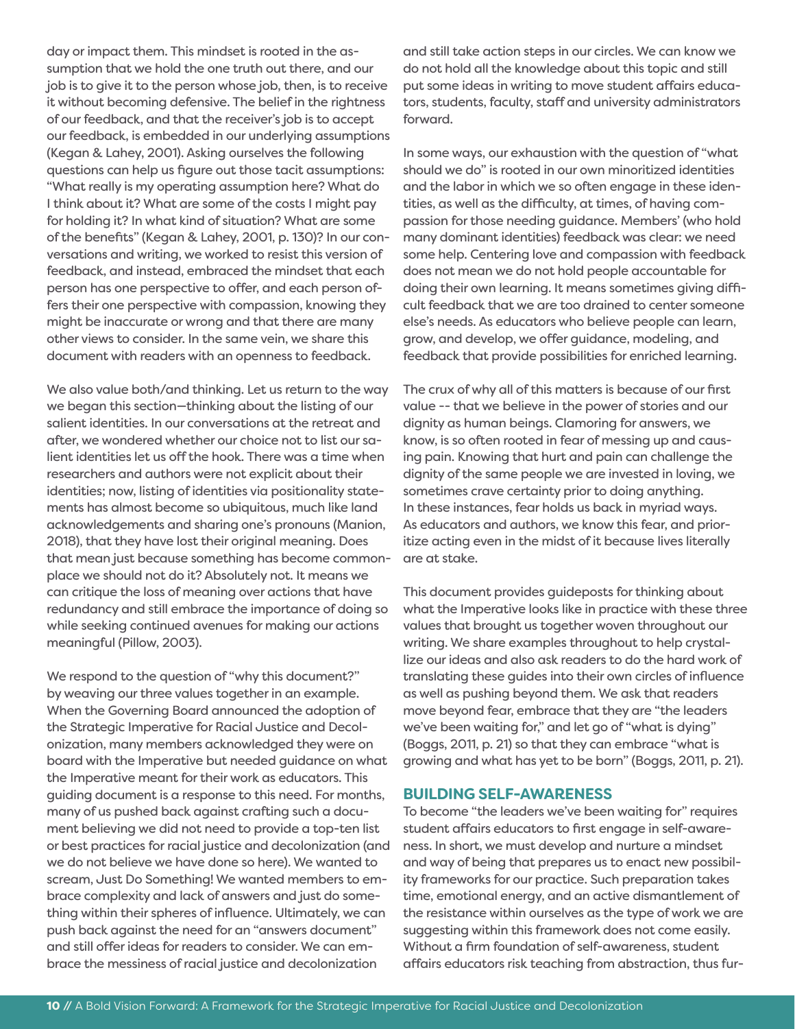day or impact them. This mindset is rooted in the assumption that we hold the one truth out there, and our job is to give it to the person whose job, then, is to receive it without becoming defensive. The belief in the rightness of our feedback, and that the receiver's job is to accept our feedback, is embedded in our underlying assumptions (Kegan & Lahey, 2001). Asking ourselves the following questions can help us figure out those tacit assumptions: "What really is my operating assumption here? What do I think about it? What are some of the costs I might pay for holding it? In what kind of situation? What are some of the benefits" (Kegan & Lahey, 2001, p. 130)? In our conversations and writing, we worked to resist this version of feedback, and instead, embraced the mindset that each person has one perspective to offer, and each person offers their one perspective with compassion, knowing they might be inaccurate or wrong and that there are many other views to consider. In the same vein, we share this document with readers with an openness to feedback.

We also value both/and thinking. Let us return to the way we began this section—thinking about the listing of our salient identities. In our conversations at the retreat and after, we wondered whether our choice not to list our salient identities let us off the hook. There was a time when researchers and authors were not explicit about their identities; now, listing of identities via positionality statements has almost become so ubiquitous, much like land acknowledgements and sharing one's pronouns (Manion, 2018), that they have lost their original meaning. Does that mean just because something has become commonplace we should not do it? Absolutely not. It means we can critique the loss of meaning over actions that have redundancy and still embrace the importance of doing so while seeking continued avenues for making our actions meaningful (Pillow, 2003).

We respond to the question of "why this document?" by weaving our three values together in an example. When the Governing Board announced the adoption of the Strategic Imperative for Racial Justice and Decolonization, many members acknowledged they were on board with the Imperative but needed guidance on what the Imperative meant for their work as educators. This guiding document is a response to this need. For months, many of us pushed back against crafting such a document believing we did not need to provide a top-ten list or best practices for racial justice and decolonization (and we do not believe we have done so here). We wanted to scream, Just Do Something! We wanted members to embrace complexity and lack of answers and just do something within their spheres of influence. Ultimately, we can push back against the need for an "answers document" and still offer ideas for readers to consider. We can embrace the messiness of racial justice and decolonization and still take action steps in our circles. We can know we do not hold all the knowledge about this topic and still put some ideas in writing to move student affairs educators, students, faculty, staff and university administrators forward.

In some ways, our exhaustion with the question of "what should we do" is rooted in our own minoritized identities and the labor in which we so often engage in these identities, as well as the difficulty, at times, of having compassion for those needing guidance. Members' (who hold many dominant identities) feedback was clear: we need some help. Centering love and compassion with feedback does not mean we do not hold people accountable for doing their own learning. It means sometimes giving difficult feedback that we are too drained to center someone else's needs. As educators who believe people can learn, grow, and develop, we offer guidance, modeling, and feedback that provide possibilities for enriched learning.

The crux of why all of this matters is because of our first value -- that we believe in the power of stories and our dignity as human beings. Clamoring for answers, we know, is so often rooted in fear of messing up and causing pain. Knowing that hurt and pain can challenge the dignity of the same people we are invested in loving, we sometimes crave certainty prior to doing anything. In these instances, fear holds us back in myriad ways. As educators and authors, we know this fear, and prioritize acting even in the midst of it because lives literally are at stake.

This document provides guideposts for thinking about what the Imperative looks like in practice with these three values that brought us together woven throughout our writing. We share examples throughout to help crystallize our ideas and also ask readers to do the hard work of translating these guides into their own circles of influence as well as pushing beyond them. We ask that readers move beyond fear, embrace that they are "the leaders we've been waiting for," and let go of "what is dying" (Boggs, 2011, p. 21) so that they can embrace "what is growing and what has yet to be born" (Boggs, 2011, p. 21).

## BUILDING SELF-AWARENESS

To become "the leaders we've been waiting for" requires student affairs educators to first engage in self-awareness. In short, we must develop and nurture a mindset and way of being that prepares us to enact new possibility frameworks for our practice. Such preparation takes time, emotional energy, and an active dismantlement of the resistance within ourselves as the type of work we are suggesting within this framework does not come easily. Without a firm foundation of self-awareness, student affairs educators risk teaching from abstraction, thus fur-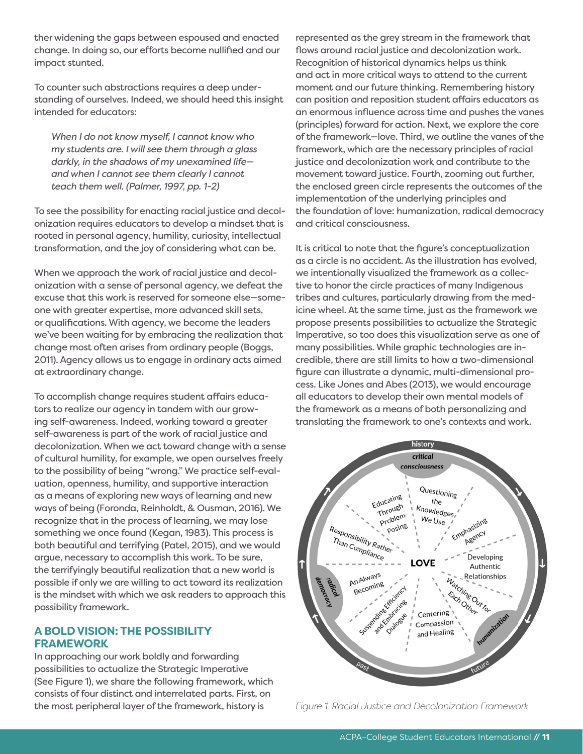ther widening the gaps between espoused and enacted change. In doing so, our efforts become nullified and our impact stunted.

To counter such abstractions requires a deep understanding of ourselves. Indeed, we should heed this insight intended for educators:

> *When I do not know myself, I cannot know who my students are. I will see them through a glass darkly, in the shadows of my unexamined life—and when I cannot see them clearly I cannot teach them well. (Palmer, 1997, pp. 1-2)*

To see the possibility for enacting racial justice and decolonization requires educators to develop a mindset that is rooted in personal agency, humility, curiosity, intellectual transformation, and the joy of considering what can be.

When we approach the work of racial justice and decolonization with a sense of personal agency, we defeat the excuse that this work is reserved for someone else—someone with greater expertise, more advanced skill sets, or qualifications. With agency, we become the leaders we've been waiting for by embracing the realization that change most often arises from ordinary people (Boggs, 2011). Agency allows us to engage in ordinary acts aimed at extraordinary change.

To accomplish change requires student affairs educators to realize our agency in tandem with our growing self-awareness. Indeed, working toward a greater self-awareness is part of the work of racial justice and decolonization. When we act toward change with a sense of cultural humility, for example, we open ourselves freely to the possibility of being "wrong." We practice self-evaluation, openness, humility, and supportive interaction as a means of exploring new ways of learning and new ways of being (Foronda, Reinholdt, & Ousman, 2016). We recognize that in the process of learning, we may lose something we once found (Kegan, 1983). This process is both beautiful and terrifying (Patel, 2015), and we would argue, necessary to accomplish this work. To be sure, the terrifyingly beautiful realization that a new world is possible if only we are willing to act toward its realization is the mindset with which we ask readers to approach this possibility framework.

## A BOLD VISION: THE POSSIBILITY FRAMEWORK

In approaching our work boldly and forwarding possibilities to actualize the Strategic Imperative (See Figure 1), we share the following framework, which consists of four distinct and interrelated parts. First, on the most peripheral layer of the framework, history is represented as the grey stream in the framework that flows around racial justice and decolonization work. Recognition of historical dynamics helps us think and act in more critical ways to attend to the current moment and our future thinking. Remembering history can position and reposition student affairs educators as an enormous influence across time and pushes the vanes (principles) forward for action. Next, we explore the core of the framework—love. Third, we outline the vanes of the framework, which are the necessary principles of racial justice and decolonization work and contribute to the movement toward justice. Fourth, zooming out further, the enclosed green circle represents the outcomes of the implementation of the underlying principles and the foundation of love: humanization, radical democracy and critical consciousness.

It is critical to note that the figure's conceptualization as a circle is no accident. As the illustration has evolved, we intentionally visualized the framework as a collective to honor the circle practices of many Indigenous tribes and cultures, particularly drawing from the medicine wheel. At the same time, just as the framework we propose presents possibilities to actualize the Strategic Imperative, so too does this visualization serve as one of many possibilities. While graphic technologies are incredible, there are still limits to how a two-dimensional figure can illustrate a dynamic, multi-dimensional process. Like Jones and Abes (2013), we would encourage all educators to develop their own mental models of the framework as a means of both personalizing and translating the framework to one's contexts and work.

*Figure 1. Racial Justice and Decolonization Framework*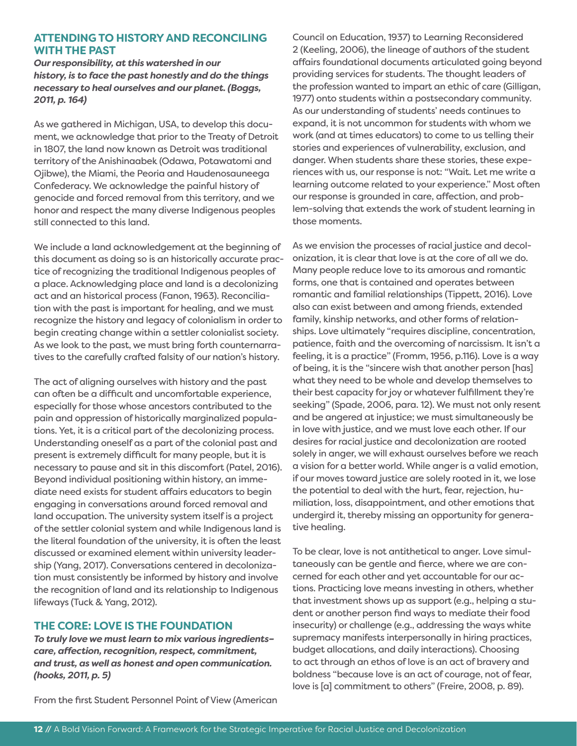## ATTENDING TO HISTORY AND RECONCILING WITH THE PAST

***Our responsibility, at this watershed in our history, is to face the past honestly and do the things necessary to heal ourselves and our planet. (Boggs, 2011, p. 164)***

As we gathered in Michigan, USA, to develop this document, we acknowledge that prior to the Treaty of Detroit in 1807, the land now known as Detroit was traditional territory of the Anishinaabek (Odawa, Potawatomi and Ojibwe), the Miami, the Peoria and Haudenosauneega Confederacy. We acknowledge the painful history of genocide and forced removal from this territory, and we honor and respect the many diverse Indigenous peoples still connected to this land.

We include a land acknowledgement at the beginning of this document as doing so is an historically accurate practice of recognizing the traditional Indigenous peoples of a place. Acknowledging place and land is a decolonizing act and an historical process (Fanon, 1963). Reconciliation with the past is important for healing, and we must recognize the history and legacy of colonialism in order to begin creating change within a settler colonialist society. As we look to the past, we must bring forth counternarratives to the carefully crafted falsity of our nation's history.

The act of aligning ourselves with history and the past can often be a difficult and uncomfortable experience, especially for those whose ancestors contributed to the pain and oppression of historically marginalized populations. Yet, it is a critical part of the decolonizing process. Understanding oneself as a part of the colonial past and present is extremely difficult for many people, but it is necessary to pause and sit in this discomfort (Patel, 2016). Beyond individual positioning within history, an immediate need exists for student affairs educators to begin engaging in conversations around forced removal and land occupation. The university system itself is a project of the settler colonial system and while Indigenous land is the literal foundation of the university, it is often the least discussed or examined element within university leadership (Yang, 2017). Conversations centered in decolonization must consistently be informed by history and involve the recognition of land and its relationship to Indigenous lifeways (Tuck & Yang, 2012).

## THE CORE: LOVE IS THE FOUNDATION

***To truly love we must learn to mix various ingredients–care, affection, recognition, respect, commitment, and trust, as well as honest and open communication. (hooks, 2011, p. 5)***

From the first Student Personnel Point of View (American Council on Education, 1937) to Learning Reconsidered 2 (Keeling, 2006), the lineage of authors of the student affairs foundational documents articulated going beyond providing services for students. The thought leaders of the profession wanted to impart an ethic of care (Gilligan, 1977) onto students within a postsecondary community. As our understanding of students' needs continues to expand, it is not uncommon for students with whom we work (and at times educators) to come to us telling their stories and experiences of vulnerability, exclusion, and danger. When students share these stories, these experiences with us, our response is not: "Wait. Let me write a learning outcome related to your experience." Most often our response is grounded in care, affection, and problem-solving that extends the work of student learning in those moments.

As we envision the processes of racial justice and decolonization, it is clear that love is at the core of all we do. Many people reduce love to its amorous and romantic forms, one that is contained and operates between romantic and familial relationships (Tippett, 2016). Love also can exist between and among friends, extended family, kinship networks, and other forms of relationships. Love ultimately "requires discipline, concentration, patience, faith and the overcoming of narcissism. It isn't a feeling, it is a practice" (Fromm, 1956, p.116). Love is a way of being, it is the "sincere wish that another person [has] what they need to be whole and develop themselves to their best capacity for joy or whatever fulfillment they're seeking" (Spade, 2006, para. 12). We must not only resent and be angered at injustice; we must simultaneously be in love with justice, and we must love each other. If our desires for racial justice and decolonization are rooted solely in anger, we will exhaust ourselves before we reach a vision for a better world. While anger is a valid emotion, if our moves toward justice are solely rooted in it, we lose the potential to deal with the hurt, fear, rejection, humiliation, loss, disappointment, and other emotions that undergird it, thereby missing an opportunity for generative healing.

To be clear, love is not antithetical to anger. Love simultaneously can be gentle and fierce, where we are concerned for each other and yet accountable for our actions. Practicing love means investing in others, whether that investment shows up as support (e.g., helping a student or another person find ways to mediate their food insecurity) or challenge (e.g., addressing the ways white supremacy manifests interpersonally in hiring practices, budget allocations, and daily interactions). Choosing to act through an ethos of love is an act of bravery and boldness "because love is an act of courage, not of fear, love is [a] commitment to others" (Freire, 2008, p. 89).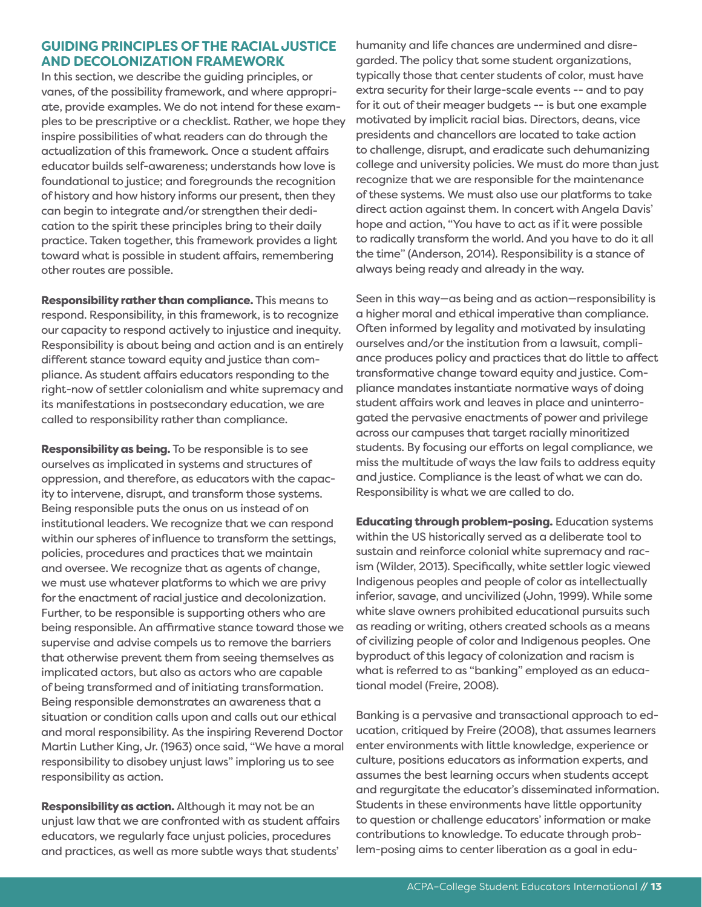## GUIDING PRINCIPLES OF THE RACIAL JUSTICE AND DECOLONIZATION FRAMEWORK

In this section, we describe the guiding principles, or vanes, of the possibility framework, and where appropriate, provide examples. We do not intend for these examples to be prescriptive or a checklist. Rather, we hope they inspire possibilities of what readers can do through the actualization of this framework. Once a student affairs educator builds self-awareness; understands how love is foundational to justice; and foregrounds the recognition of history and how history informs our present, then they can begin to integrate and/or strengthen their dedication to the spirit these principles bring to their daily practice. Taken together, this framework provides a light toward what is possible in student affairs, remembering other routes are possible.

**Responsibility rather than compliance.** This means to respond. Responsibility, in this framework, is to recognize our capacity to respond actively to injustice and inequity. Responsibility is about being and action and is an entirely different stance toward equity and justice than compliance. As student affairs educators responding to the right-now of settler colonialism and white supremacy and its manifestations in postsecondary education, we are called to responsibility rather than compliance.

**Responsibility as being.** To be responsible is to see ourselves as implicated in systems and structures of oppression, and therefore, as educators with the capacity to intervene, disrupt, and transform those systems. Being responsible puts the onus on us instead of on institutional leaders. We recognize that we can respond within our spheres of influence to transform the settings, policies, procedures and practices that we maintain and oversee. We recognize that as agents of change, we must use whatever platforms to which we are privy for the enactment of racial justice and decolonization. Further, to be responsible is supporting others who are being responsible. An affirmative stance toward those we supervise and advise compels us to remove the barriers that otherwise prevent them from seeing themselves as implicated actors, but also as actors who are capable of being transformed and of initiating transformation. Being responsible demonstrates an awareness that a situation or condition calls upon and calls out our ethical and moral responsibility. As the inspiring Reverend Doctor Martin Luther King, Jr. (1963) once said, "We have a moral responsibility to disobey unjust laws" imploring us to see responsibility as action.

**Responsibility as action.** Although it may not be an unjust law that we are confronted with as student affairs educators, we regularly face unjust policies, procedures and practices, as well as more subtle ways that students' humanity and life chances are undermined and disregarded. The policy that some student organizations, typically those that center students of color, must have extra security for their large-scale events -- and to pay for it out of their meager budgets -- is but one example motivated by implicit racial bias. Directors, deans, vice presidents and chancellors are located to take action to challenge, disrupt, and eradicate such dehumanizing college and university policies. We must do more than just recognize that we are responsible for the maintenance of these systems. We must also use our platforms to take direct action against them. In concert with Angela Davis' hope and action, "You have to act as if it were possible to radically transform the world. And you have to do it all the time" (Anderson, 2014). Responsibility is a stance of always being ready and already in the way.

Seen in this way—as being and as action—responsibility is a higher moral and ethical imperative than compliance. Often informed by legality and motivated by insulating ourselves and/or the institution from a lawsuit, compliance produces policy and practices that do little to affect transformative change toward equity and justice. Compliance mandates instantiate normative ways of doing student affairs work and leaves in place and uninterrogated the pervasive enactments of power and privilege across our campuses that target racially minoritized students. By focusing our efforts on legal compliance, we miss the multitude of ways the law fails to address equity and justice. Compliance is the least of what we can do. Responsibility is what we are called to do.

**Educating through problem-posing.** Education systems within the US historically served as a deliberate tool to sustain and reinforce colonial white supremacy and racism (Wilder, 2013). Specifically, white settler logic viewed Indigenous peoples and people of color as intellectually inferior, savage, and uncivilized (John, 1999). While some white slave owners prohibited educational pursuits such as reading or writing, others created schools as a means of civilizing people of color and Indigenous peoples. One byproduct of this legacy of colonization and racism is what is referred to as "banking" employed as an educational model (Freire, 2008).

Banking is a pervasive and transactional approach to education, critiqued by Freire (2008), that assumes learners enter environments with little knowledge, experience or culture, positions educators as information experts, and assumes the best learning occurs when students accept and regurgitate the educator's disseminated information. Students in these environments have little opportunity to question or challenge educators' information or make contributions to knowledge. To educate through problem-posing aims to center liberation as a goal in edu-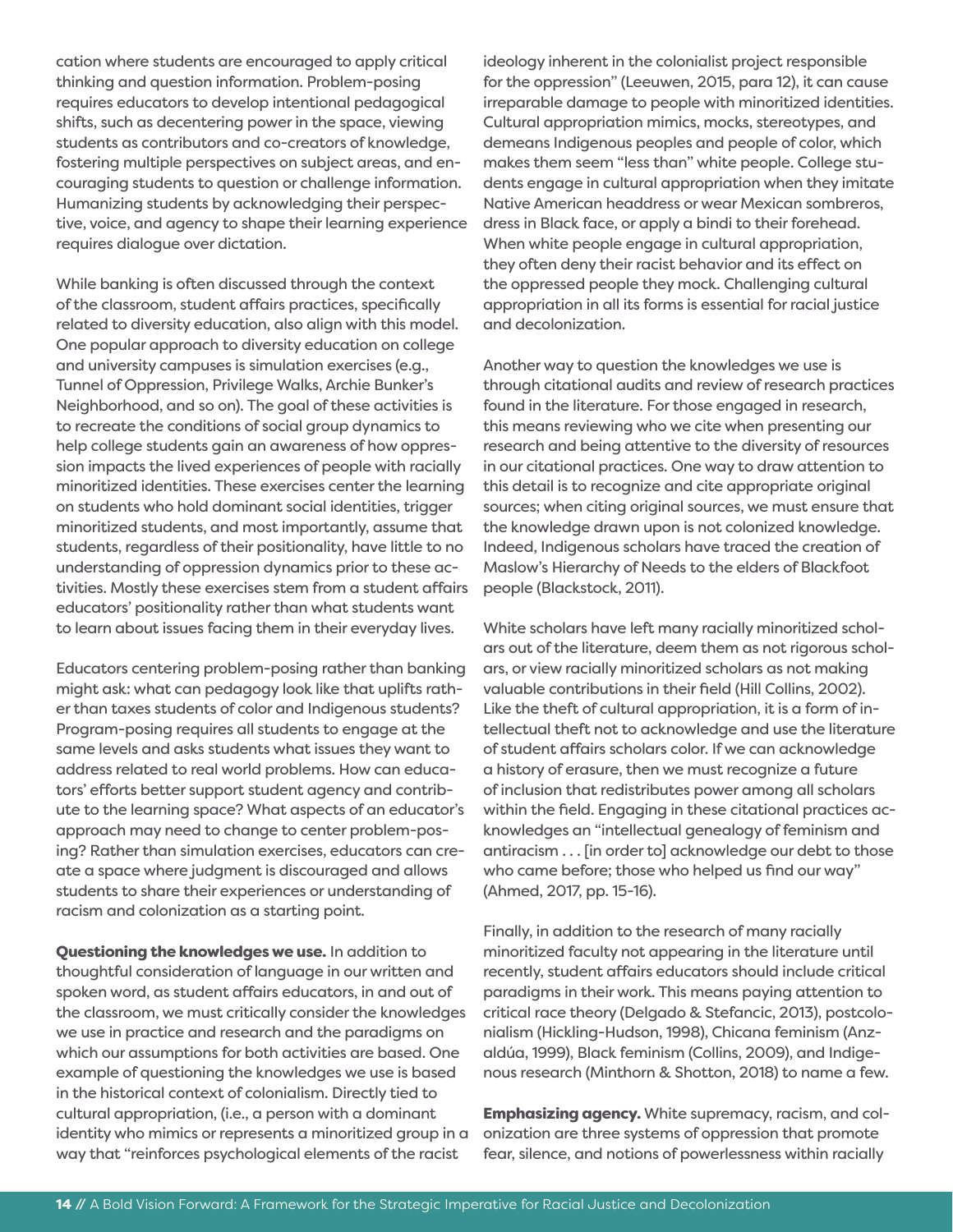cation where students are encouraged to apply critical thinking and question information. Problem-posing requires educators to develop intentional pedagogical shifts, such as decentering power in the space, viewing students as contributors and co-creators of knowledge, fostering multiple perspectives on subject areas, and encouraging students to question or challenge information. Humanizing students by acknowledging their perspective, voice, and agency to shape their learning experience requires dialogue over dictation.

While banking is often discussed through the context of the classroom, student affairs practices, specifically related to diversity education, also align with this model. One popular approach to diversity education on college and university campuses is simulation exercises (e.g., Tunnel of Oppression, Privilege Walks, Archie Bunker's Neighborhood, and so on). The goal of these activities is to recreate the conditions of social group dynamics to help college students gain an awareness of how oppression impacts the lived experiences of people with racially minoritized identities. These exercises center the learning on students who hold dominant social identities, trigger minoritized students, and most importantly, assume that students, regardless of their positionality, have little to no understanding of oppression dynamics prior to these activities. Mostly these exercises stem from a student affairs educators' positionality rather than what students want to learn about issues facing them in their everyday lives.

Educators centering problem-posing rather than banking might ask: what can pedagogy look like that uplifts rather than taxes students of color and Indigenous students? Program-posing requires all students to engage at the same levels and asks students what issues they want to address related to real world problems. How can educators' efforts better support student agency and contribute to the learning space? What aspects of an educator's approach may need to change to center problem-posing? Rather than simulation exercises, educators can create a space where judgment is discouraged and allows students to share their experiences or understanding of racism and colonization as a starting point.

**Questioning the knowledges we use.** In addition to thoughtful consideration of language in our written and spoken word, as student affairs educators, in and out of the classroom, we must critically consider the knowledges we use in practice and research and the paradigms on which our assumptions for both activities are based. One example of questioning the knowledges we use is based in the historical context of colonialism. Directly tied to cultural appropriation, (i.e., a person with a dominant identity who mimics or represents a minoritized group in a way that "reinforces psychological elements of the racist ideology inherent in the colonialist project responsible for the oppression" (Leeuwen, 2015, para 12), it can cause irreparable damage to people with minoritized identities. Cultural appropriation mimics, mocks, stereotypes, and demeans Indigenous peoples and people of color, which makes them seem "less than" white people. College students engage in cultural appropriation when they imitate Native American headdress or wear Mexican sombreros, dress in Black face, or apply a bindi to their forehead. When white people engage in cultural appropriation, they often deny their racist behavior and its effect on the oppressed people they mock. Challenging cultural appropriation in all its forms is essential for racial justice and decolonization.

Another way to question the knowledges we use is through citational audits and review of research practices found in the literature. For those engaged in research, this means reviewing who we cite when presenting our research and being attentive to the diversity of resources in our citational practices. One way to draw attention to this detail is to recognize and cite appropriate original sources; when citing original sources, we must ensure that the knowledge drawn upon is not colonized knowledge. Indeed, Indigenous scholars have traced the creation of Maslow's Hierarchy of Needs to the elders of Blackfoot people (Blackstock, 2011).

White scholars have left many racially minoritized scholars out of the literature, deem them as not rigorous scholars, or view racially minoritized scholars as not making valuable contributions in their field (Hill Collins, 2002). Like the theft of cultural appropriation, it is a form of intellectual theft not to acknowledge and use the literature of student affairs scholars color. If we can acknowledge a history of erasure, then we must recognize a future of inclusion that redistributes power among all scholars within the field. Engaging in these citational practices acknowledges an "intellectual genealogy of feminism and antiracism . . . [in order to] acknowledge our debt to those who came before; those who helped us find our way" (Ahmed, 2017, pp. 15-16).

Finally, in addition to the research of many racially minoritized faculty not appearing in the literature until recently, student affairs educators should include critical paradigms in their work. This means paying attention to critical race theory (Delgado & Stefancic, 2013), postcolonialism (Hickling-Hudson, 1998), Chicana feminism (Anzaldúa, 1999), Black feminism (Collins, 2009), and Indigenous research (Minthorn & Shotton, 2018) to name a few.

**Emphasizing agency.** White supremacy, racism, and colonization are three systems of oppression that promote fear, silence, and notions of powerlessness within racially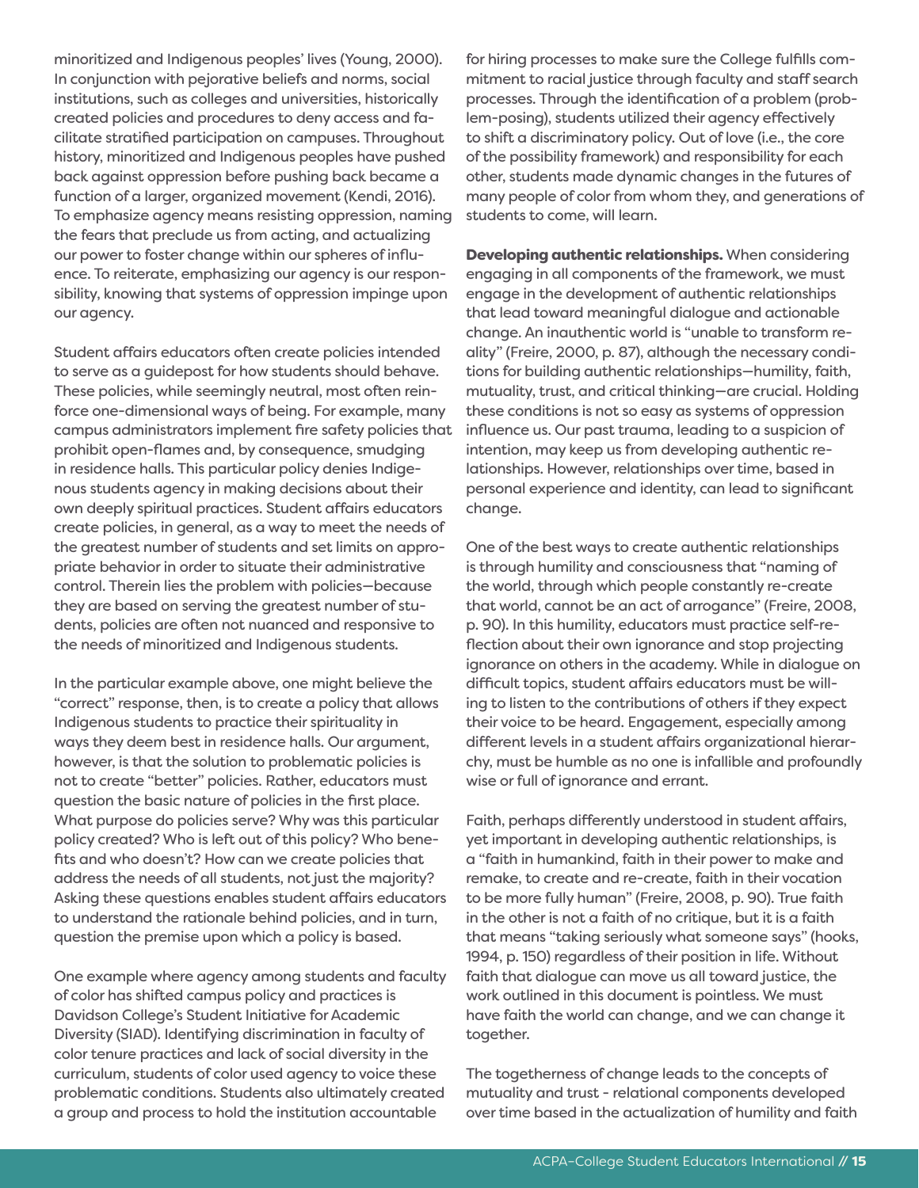minoritized and Indigenous peoples' lives (Young, 2000). In conjunction with pejorative beliefs and norms, social institutions, such as colleges and universities, historically created policies and procedures to deny access and facilitate stratified participation on campuses. Throughout history, minoritized and Indigenous peoples have pushed back against oppression before pushing back became a function of a larger, organized movement (Kendi, 2016). To emphasize agency means resisting oppression, naming the fears that preclude us from acting, and actualizing our power to foster change within our spheres of influence. To reiterate, emphasizing our agency is our responsibility, knowing that systems of oppression impinge upon our agency.

Student affairs educators often create policies intended to serve as a guidepost for how students should behave. These policies, while seemingly neutral, most often reinforce one-dimensional ways of being. For example, many campus administrators implement fire safety policies that prohibit open-flames and, by consequence, smudging in residence halls. This particular policy denies Indigenous students agency in making decisions about their own deeply spiritual practices. Student affairs educators create policies, in general, as a way to meet the needs of the greatest number of students and set limits on appropriate behavior in order to situate their administrative control. Therein lies the problem with policies—because they are based on serving the greatest number of students, policies are often not nuanced and responsive to the needs of minoritized and Indigenous students.

In the particular example above, one might believe the "correct" response, then, is to create a policy that allows Indigenous students to practice their spirituality in ways they deem best in residence halls. Our argument, however, is that the solution to problematic policies is not to create "better" policies. Rather, educators must question the basic nature of policies in the first place. What purpose do policies serve? Why was this particular policy created? Who is left out of this policy? Who benefits and who doesn't? How can we create policies that address the needs of all students, not just the majority? Asking these questions enables student affairs educators to understand the rationale behind policies, and in turn, question the premise upon which a policy is based.

One example where agency among students and faculty of color has shifted campus policy and practices is Davidson College's Student Initiative for Academic Diversity (SIAD). Identifying discrimination in faculty of color tenure practices and lack of social diversity in the curriculum, students of color used agency to voice these problematic conditions. Students also ultimately created a group and process to hold the institution accountable for hiring processes to make sure the College fulfills commitment to racial justice through faculty and staff search processes. Through the identification of a problem (problem-posing), students utilized their agency effectively to shift a discriminatory policy. Out of love (i.e., the core of the possibility framework) and responsibility for each other, students made dynamic changes in the futures of many people of color from whom they, and generations of students to come, will learn.

**Developing authentic relationships.** When considering engaging in all components of the framework, we must engage in the development of authentic relationships that lead toward meaningful dialogue and actionable change. An inauthentic world is "unable to transform reality" (Freire, 2000, p. 87), although the necessary conditions for building authentic relationships—humility, faith, mutuality, trust, and critical thinking—are crucial. Holding these conditions is not so easy as systems of oppression influence us. Our past trauma, leading to a suspicion of intention, may keep us from developing authentic relationships. However, relationships over time, based in personal experience and identity, can lead to significant change.

One of the best ways to create authentic relationships is through humility and consciousness that "naming of the world, through which people constantly re-create that world, cannot be an act of arrogance" (Freire, 2008, p. 90). In this humility, educators must practice self-reflection about their own ignorance and stop projecting ignorance on others in the academy. While in dialogue on difficult topics, student affairs educators must be willing to listen to the contributions of others if they expect their voice to be heard. Engagement, especially among different levels in a student affairs organizational hierarchy, must be humble as no one is infallible and profoundly wise or full of ignorance and errant.

Faith, perhaps differently understood in student affairs, yet important in developing authentic relationships, is a "faith in humankind, faith in their power to make and remake, to create and re-create, faith in their vocation to be more fully human" (Freire, 2008, p. 90). True faith in the other is not a faith of no critique, but it is a faith that means "taking seriously what someone says" (hooks, 1994, p. 150) regardless of their position in life. Without faith that dialogue can move us all toward justice, the work outlined in this document is pointless. We must have faith the world can change, and we can change it together.

The togetherness of change leads to the concepts of mutuality and trust - relational components developed over time based in the actualization of humility and faith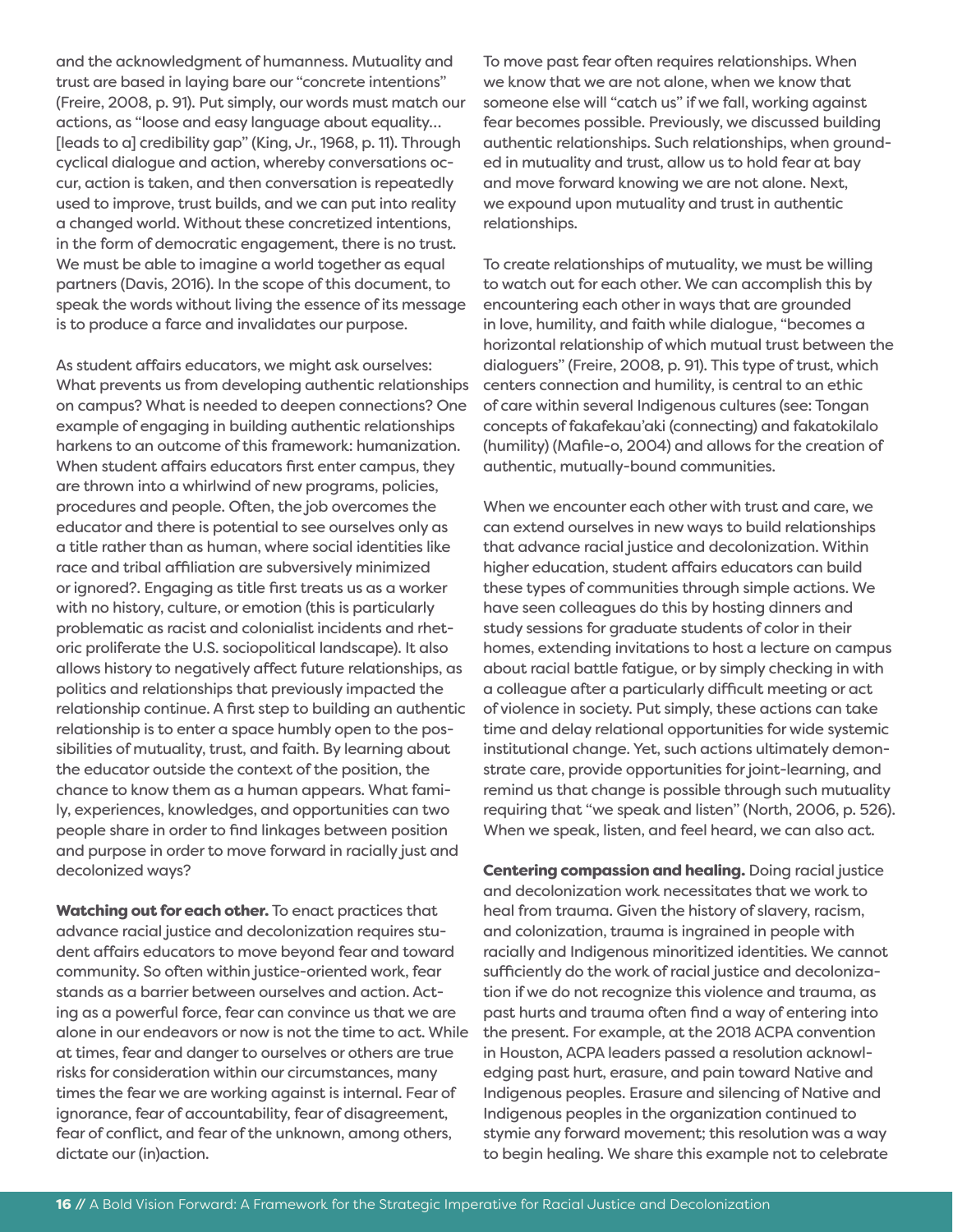and the acknowledgment of humanness. Mutuality and trust are based in laying bare our "concrete intentions" (Freire, 2008, p. 91). Put simply, our words must match our actions, as "loose and easy language about equality… [leads to a] credibility gap" (King, Jr., 1968, p. 11). Through cyclical dialogue and action, whereby conversations occur, action is taken, and then conversation is repeatedly used to improve, trust builds, and we can put into reality a changed world. Without these concretized intentions, in the form of democratic engagement, there is no trust. We must be able to imagine a world together as equal partners (Davis, 2016). In the scope of this document, to speak the words without living the essence of its message is to produce a farce and invalidates our purpose.

As student affairs educators, we might ask ourselves: What prevents us from developing authentic relationships on campus? What is needed to deepen connections? One example of engaging in building authentic relationships harkens to an outcome of this framework: humanization. When student affairs educators first enter campus, they are thrown into a whirlwind of new programs, policies, procedures and people. Often, the job overcomes the educator and there is potential to see ourselves only as a title rather than as human, where social identities like race and tribal affiliation are subversively minimized or ignored?. Engaging as title first treats us as a worker with no history, culture, or emotion (this is particularly problematic as racist and colonialist incidents and rhetoric proliferate the U.S. sociopolitical landscape). It also allows history to negatively affect future relationships, as politics and relationships that previously impacted the relationship continue. A first step to building an authentic relationship is to enter a space humbly open to the possibilities of mutuality, trust, and faith. By learning about the educator outside the context of the position, the chance to know them as a human appears. What family, experiences, knowledges, and opportunities can two people share in order to find linkages between position and purpose in order to move forward in racially just and decolonized ways?

**Watching out for each other.** To enact practices that advance racial justice and decolonization requires student affairs educators to move beyond fear and toward community. So often within justice-oriented work, fear stands as a barrier between ourselves and action. Acting as a powerful force, fear can convince us that we are alone in our endeavors or now is not the time to act. While at times, fear and danger to ourselves or others are true risks for consideration within our circumstances, many times the fear we are working against is internal. Fear of ignorance, fear of accountability, fear of disagreement, fear of conflict, and fear of the unknown, among others, dictate our (in)action.

To move past fear often requires relationships. When we know that we are not alone, when we know that someone else will "catch us" if we fall, working against fear becomes possible. Previously, we discussed building authentic relationships. Such relationships, when grounded in mutuality and trust, allow us to hold fear at bay and move forward knowing we are not alone. Next, we expound upon mutuality and trust in authentic relationships.

To create relationships of mutuality, we must be willing to watch out for each other. We can accomplish this by encountering each other in ways that are grounded in love, humility, and faith while dialogue, "becomes a horizontal relationship of which mutual trust between the dialoguers" (Freire, 2008, p. 91). This type of trust, which centers connection and humility, is central to an ethic of care within several Indigenous cultures (see: Tongan concepts of fakafekau'aki (connecting) and fakatokilalo (humility) (Mafile-o, 2004) and allows for the creation of authentic, mutually-bound communities.

When we encounter each other with trust and care, we can extend ourselves in new ways to build relationships that advance racial justice and decolonization. Within higher education, student affairs educators can build these types of communities through simple actions. We have seen colleagues do this by hosting dinners and study sessions for graduate students of color in their homes, extending invitations to host a lecture on campus about racial battle fatigue, or by simply checking in with a colleague after a particularly difficult meeting or act of violence in society. Put simply, these actions can take time and delay relational opportunities for wide systemic institutional change. Yet, such actions ultimately demonstrate care, provide opportunities for joint-learning, and remind us that change is possible through such mutuality requiring that "we speak and listen" (North, 2006, p. 526). When we speak, listen, and feel heard, we can also act.

**Centering compassion and healing.** Doing racial justice and decolonization work necessitates that we work to heal from trauma. Given the history of slavery, racism, and colonization, trauma is ingrained in people with racially and Indigenous minoritized identities. We cannot sufficiently do the work of racial justice and decolonization if we do not recognize this violence and trauma, as past hurts and trauma often find a way of entering into the present. For example, at the 2018 ACPA convention in Houston, ACPA leaders passed a resolution acknowledging past hurt, erasure, and pain toward Native and Indigenous peoples. Erasure and silencing of Native and Indigenous peoples in the organization continued to stymie any forward movement; this resolution was a way to begin healing. We share this example not to celebrate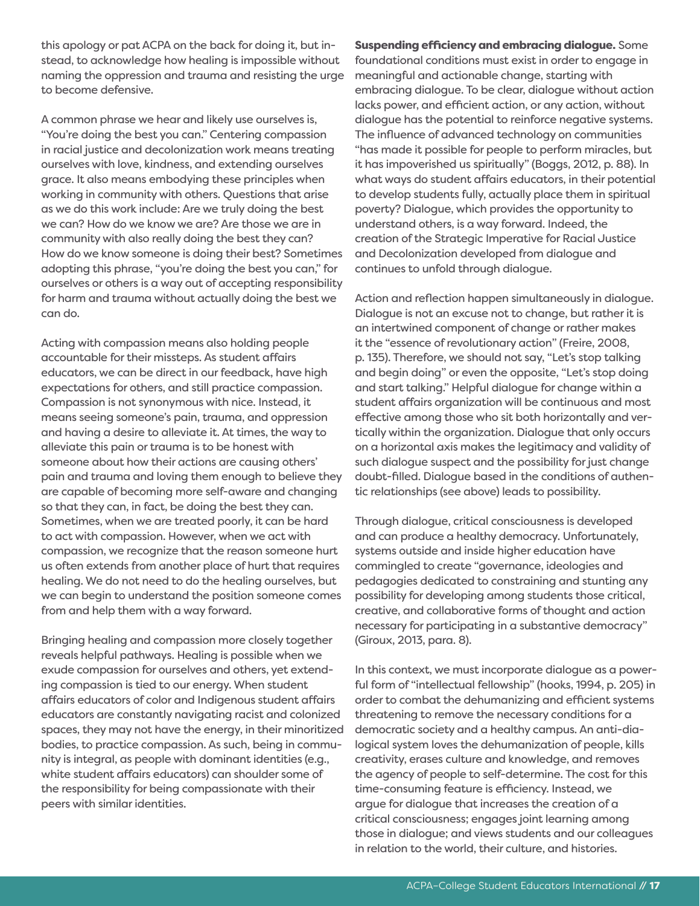this apology or pat ACPA on the back for doing it, but instead, to acknowledge how healing is impossible without naming the oppression and trauma and resisting the urge to become defensive.

A common phrase we hear and likely use ourselves is, "You're doing the best you can." Centering compassion in racial justice and decolonization work means treating ourselves with love, kindness, and extending ourselves grace. It also means embodying these principles when working in community with others. Questions that arise as we do this work include: Are we truly doing the best we can? How do we know we are? Are those we are in community with also really doing the best they can? How do we know someone is doing their best? Sometimes adopting this phrase, "you're doing the best you can," for ourselves or others is a way out of accepting responsibility for harm and trauma without actually doing the best we can do.

Acting with compassion means also holding people accountable for their missteps. As student affairs educators, we can be direct in our feedback, have high expectations for others, and still practice compassion. Compassion is not synonymous with nice. Instead, it means seeing someone's pain, trauma, and oppression and having a desire to alleviate it. At times, the way to alleviate this pain or trauma is to be honest with someone about how their actions are causing others' pain and trauma and loving them enough to believe they are capable of becoming more self-aware and changing so that they can, in fact, be doing the best they can. Sometimes, when we are treated poorly, it can be hard to act with compassion. However, when we act with compassion, we recognize that the reason someone hurt us often extends from another place of hurt that requires healing. We do not need to do the healing ourselves, but we can begin to understand the position someone comes from and help them with a way forward.

Bringing healing and compassion more closely together reveals helpful pathways. Healing is possible when we exude compassion for ourselves and others, yet extending compassion is tied to our energy. When student affairs educators of color and Indigenous student affairs educators are constantly navigating racist and colonized spaces, they may not have the energy, in their minoritized bodies, to practice compassion. As such, being in community is integral, as people with dominant identities (e.g., white student affairs educators) can shoulder some of the responsibility for being compassionate with their peers with similar identities.

**Suspending efficiency and embracing dialogue.** Some foundational conditions must exist in order to engage in meaningful and actionable change, starting with embracing dialogue. To be clear, dialogue without action lacks power, and efficient action, or any action, without dialogue has the potential to reinforce negative systems. The influence of advanced technology on communities "has made it possible for people to perform miracles, but it has impoverished us spiritually" (Boggs, 2012, p. 88). In what ways do student affairs educators, in their potential to develop students fully, actually place them in spiritual poverty? Dialogue, which provides the opportunity to understand others, is a way forward. Indeed, the creation of the Strategic Imperative for Racial Justice and Decolonization developed from dialogue and continues to unfold through dialogue.

Action and reflection happen simultaneously in dialogue. Dialogue is not an excuse not to change, but rather it is an intertwined component of change or rather makes it the "essence of revolutionary action" (Freire, 2008, p. 135). Therefore, we should not say, "Let's stop talking and begin doing" or even the opposite, "Let's stop doing and start talking." Helpful dialogue for change within a student affairs organization will be continuous and most effective among those who sit both horizontally and vertically within the organization. Dialogue that only occurs on a horizontal axis makes the legitimacy and validity of such dialogue suspect and the possibility for just change doubt-filled. Dialogue based in the conditions of authentic relationships (see above) leads to possibility.

Through dialogue, critical consciousness is developed and can produce a healthy democracy. Unfortunately, systems outside and inside higher education have commingled to create "governance, ideologies and pedagogies dedicated to constraining and stunting any possibility for developing among students those critical, creative, and collaborative forms of thought and action necessary for participating in a substantive democracy" (Giroux, 2013, para. 8).

In this context, we must incorporate dialogue as a powerful form of "intellectual fellowship" (hooks, 1994, p. 205) in order to combat the dehumanizing and efficient systems threatening to remove the necessary conditions for a democratic society and a healthy campus. An anti-dialogical system loves the dehumanization of people, kills creativity, erases culture and knowledge, and removes the agency of people to self-determine. The cost for this time-consuming feature is efficiency. Instead, we argue for dialogue that increases the creation of a critical consciousness; engages joint learning among those in dialogue; and views students and our colleagues in relation to the world, their culture, and histories.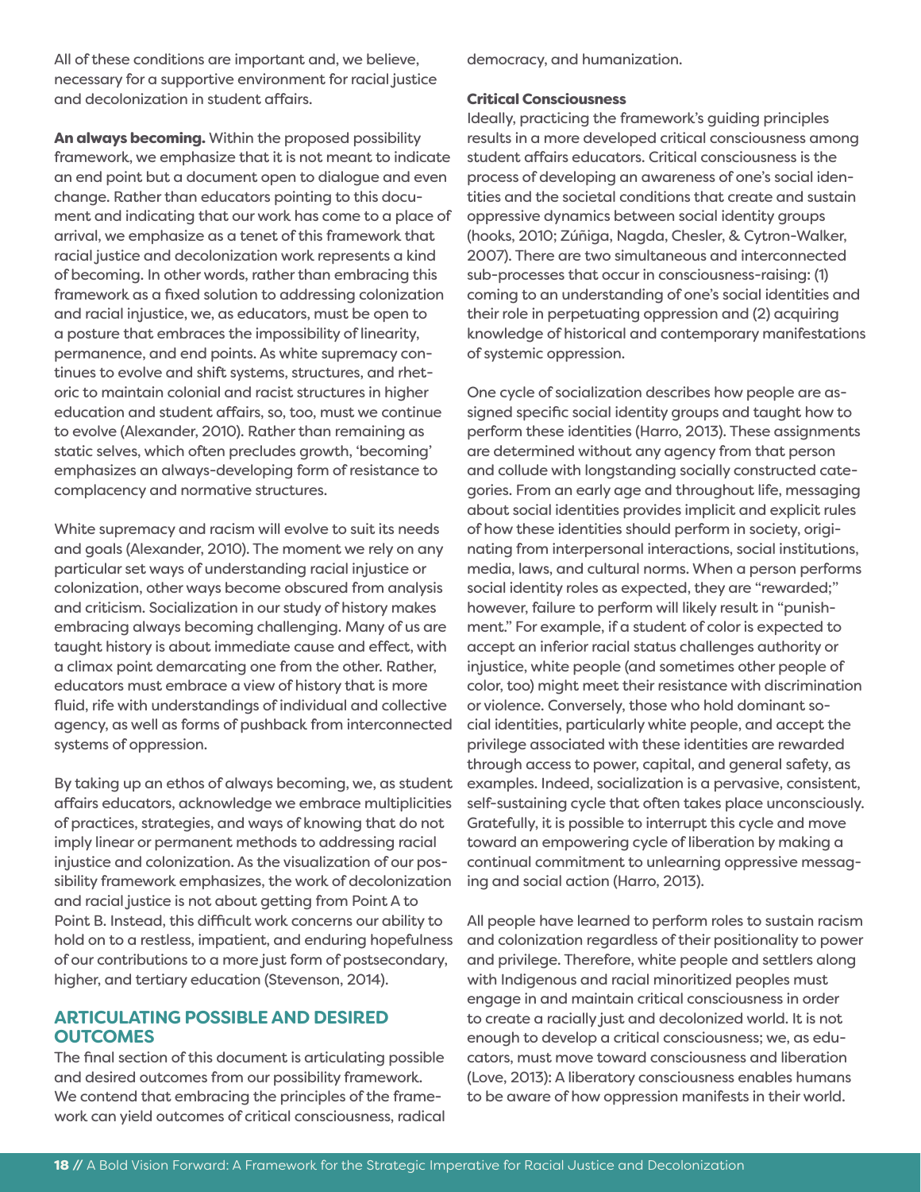All of these conditions are important and, we believe, necessary for a supportive environment for racial justice and decolonization in student affairs.

**An always becoming.** Within the proposed possibility framework, we emphasize that it is not meant to indicate an end point but a document open to dialogue and even change. Rather than educators pointing to this document and indicating that our work has come to a place of arrival, we emphasize as a tenet of this framework that racial justice and decolonization work represents a kind of becoming. In other words, rather than embracing this framework as a fixed solution to addressing colonization and racial injustice, we, as educators, must be open to a posture that embraces the impossibility of linearity, permanence, and end points. As white supremacy continues to evolve and shift systems, structures, and rhetoric to maintain colonial and racist structures in higher education and student affairs, so, too, must we continue to evolve (Alexander, 2010). Rather than remaining as static selves, which often precludes growth, 'becoming' emphasizes an always-developing form of resistance to complacency and normative structures.

White supremacy and racism will evolve to suit its needs and goals (Alexander, 2010). The moment we rely on any particular set ways of understanding racial injustice or colonization, other ways become obscured from analysis and criticism. Socialization in our study of history makes embracing always becoming challenging. Many of us are taught history is about immediate cause and effect, with a climax point demarcating one from the other. Rather, educators must embrace a view of history that is more fluid, rife with understandings of individual and collective agency, as well as forms of pushback from interconnected systems of oppression.

By taking up an ethos of always becoming, we, as student affairs educators, acknowledge we embrace multiplicities of practices, strategies, and ways of knowing that do not imply linear or permanent methods to addressing racial injustice and colonization. As the visualization of our possibility framework emphasizes, the work of decolonization and racial justice is not about getting from Point A to Point B. Instead, this difficult work concerns our ability to hold on to a restless, impatient, and enduring hopefulness of our contributions to a more just form of postsecondary, higher, and tertiary education (Stevenson, 2014).

## ARTICULATING POSSIBLE AND DESIRED OUTCOMES

The final section of this document is articulating possible and desired outcomes from our possibility framework. We contend that embracing the principles of the framework can yield outcomes of critical consciousness, radical democracy, and humanization.

### Critical Consciousness

Ideally, practicing the framework's guiding principles results in a more developed critical consciousness among student affairs educators. Critical consciousness is the process of developing an awareness of one's social identities and the societal conditions that create and sustain oppressive dynamics between social identity groups (hooks, 2010; Zúñiga, Nagda, Chesler, & Cytron-Walker, 2007). There are two simultaneous and interconnected sub-processes that occur in consciousness-raising: (1) coming to an understanding of one's social identities and their role in perpetuating oppression and (2) acquiring knowledge of historical and contemporary manifestations of systemic oppression.

One cycle of socialization describes how people are assigned specific social identity groups and taught how to perform these identities (Harro, 2013). These assignments are determined without any agency from that person and collude with longstanding socially constructed categories. From an early age and throughout life, messaging about social identities provides implicit and explicit rules of how these identities should perform in society, originating from interpersonal interactions, social institutions, media, laws, and cultural norms. When a person performs social identity roles as expected, they are "rewarded;" however, failure to perform will likely result in "punishment." For example, if a student of color is expected to accept an inferior racial status challenges authority or injustice, white people (and sometimes other people of color, too) might meet their resistance with discrimination or violence. Conversely, those who hold dominant social identities, particularly white people, and accept the privilege associated with these identities are rewarded through access to power, capital, and general safety, as examples. Indeed, socialization is a pervasive, consistent, self-sustaining cycle that often takes place unconsciously. Gratefully, it is possible to interrupt this cycle and move toward an empowering cycle of liberation by making a continual commitment to unlearning oppressive messaging and social action (Harro, 2013).

All people have learned to perform roles to sustain racism and colonization regardless of their positionality to power and privilege. Therefore, white people and settlers along with Indigenous and racial minoritized peoples must engage in and maintain critical consciousness in order to create a racially just and decolonized world. It is not enough to develop a critical consciousness; we, as educators, must move toward consciousness and liberation (Love, 2013): A liberatory consciousness enables humans to be aware of how oppression manifests in their world.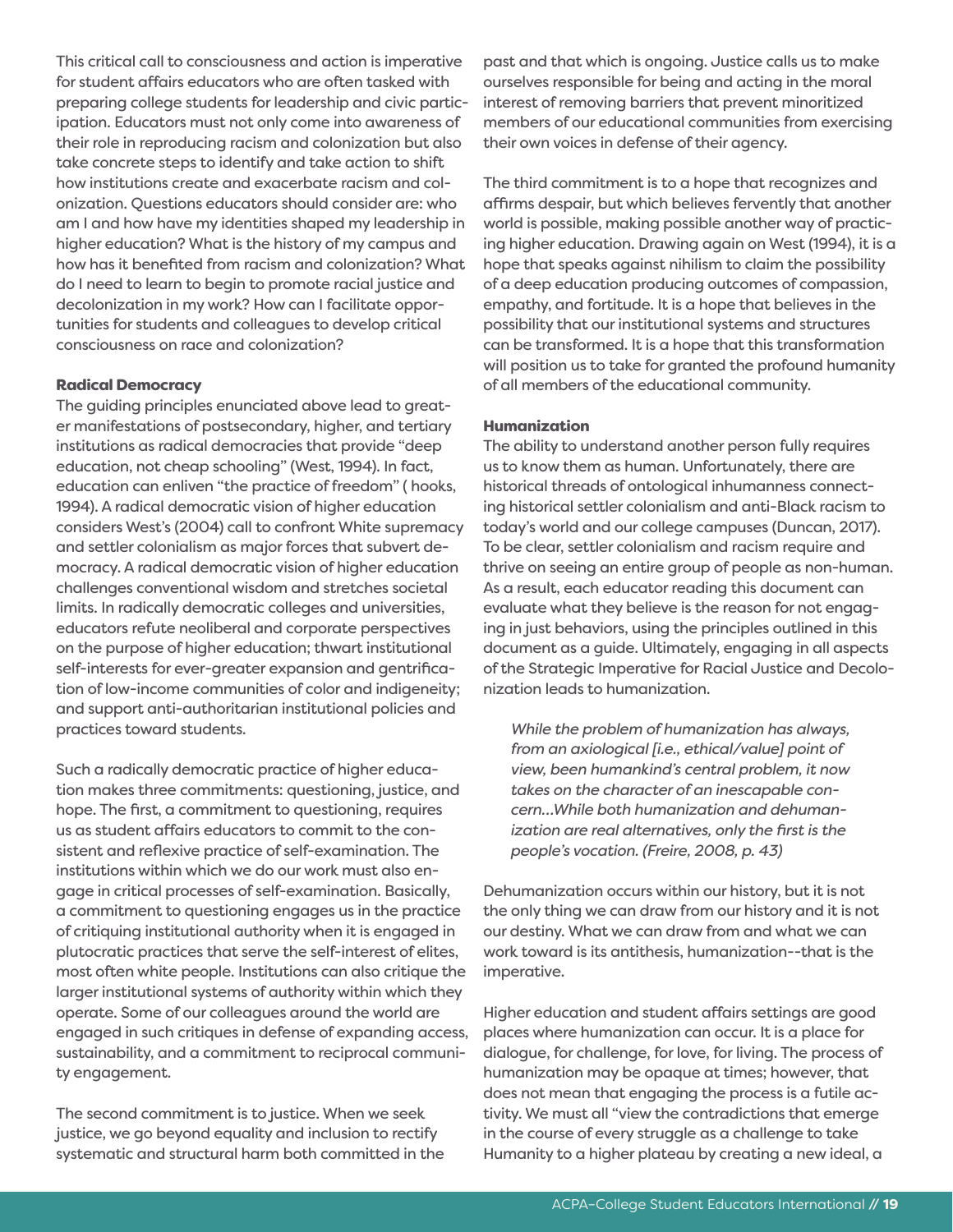This critical call to consciousness and action is imperative for student affairs educators who are often tasked with preparing college students for leadership and civic participation. Educators must not only come into awareness of their role in reproducing racism and colonization but also take concrete steps to identify and take action to shift how institutions create and exacerbate racism and colonization. Questions educators should consider are: who am I and how have my identities shaped my leadership in higher education? What is the history of my campus and how has it benefited from racism and colonization? What do I need to learn to begin to promote racial justice and decolonization in my work? How can I facilitate opportunities for students and colleagues to develop critical consciousness on race and colonization?

### Radical Democracy

The guiding principles enunciated above lead to greater manifestations of postsecondary, higher, and tertiary institutions as radical democracies that provide "deep education, not cheap schooling" (West, 1994). In fact, education can enliven "the practice of freedom" ( hooks, 1994). A radical democratic vision of higher education considers West's (2004) call to confront White supremacy and settler colonialism as major forces that subvert democracy. A radical democratic vision of higher education challenges conventional wisdom and stretches societal limits. In radically democratic colleges and universities, educators refute neoliberal and corporate perspectives on the purpose of higher education; thwart institutional self-interests for ever-greater expansion and gentrification of low-income communities of color and indigeneity; and support anti-authoritarian institutional policies and practices toward students.

Such a radically democratic practice of higher education makes three commitments: questioning, justice, and hope. The first, a commitment to questioning, requires us as student affairs educators to commit to the consistent and reflexive practice of self-examination. The institutions within which we do our work must also engage in critical processes of self-examination. Basically, a commitment to questioning engages us in the practice of critiquing institutional authority when it is engaged in plutocratic practices that serve the self-interest of elites, most often white people. Institutions can also critique the larger institutional systems of authority within which they operate. Some of our colleagues around the world are engaged in such critiques in defense of expanding access, sustainability, and a commitment to reciprocal community engagement.

The second commitment is to justice. When we seek justice, we go beyond equality and inclusion to rectify systematic and structural harm both committed in the past and that which is ongoing. Justice calls us to make ourselves responsible for being and acting in the moral interest of removing barriers that prevent minoritized members of our educational communities from exercising their own voices in defense of their agency.

The third commitment is to a hope that recognizes and affirms despair, but which believes fervently that another world is possible, making possible another way of practicing higher education. Drawing again on West (1994), it is a hope that speaks against nihilism to claim the possibility of a deep education producing outcomes of compassion, empathy, and fortitude. It is a hope that believes in the possibility that our institutional systems and structures can be transformed. It is a hope that this transformation will position us to take for granted the profound humanity of all members of the educational community.

### Humanization

The ability to understand another person fully requires us to know them as human. Unfortunately, there are historical threads of ontological inhumanness connecting historical settler colonialism and anti-Black racism to today's world and our college campuses (Duncan, 2017). To be clear, settler colonialism and racism require and thrive on seeing an entire group of people as non-human. As a result, each educator reading this document can evaluate what they believe is the reason for not engaging in just behaviors, using the principles outlined in this document as a guide. Ultimately, engaging in all aspects of the Strategic Imperative for Racial Justice and Decolonization leads to humanization.

> *While the problem of humanization has always, from an axiological [i.e., ethical/value] point of view, been humankind's central problem, it now takes on the character of an inescapable concern...While both humanization and dehumanization are real alternatives, only the first is the people's vocation. (Freire, 2008, p. 43)*

Dehumanization occurs within our history, but it is not the only thing we can draw from our history and it is not our destiny. What we can draw from and what we can work toward is its antithesis, humanization--that is the imperative.

Higher education and student affairs settings are good places where humanization can occur. It is a place for dialogue, for challenge, for love, for living. The process of humanization may be opaque at times; however, that does not mean that engaging the process is a futile activity. We must all "view the contradictions that emerge in the course of every struggle as a challenge to take Humanity to a higher plateau by creating a new ideal, a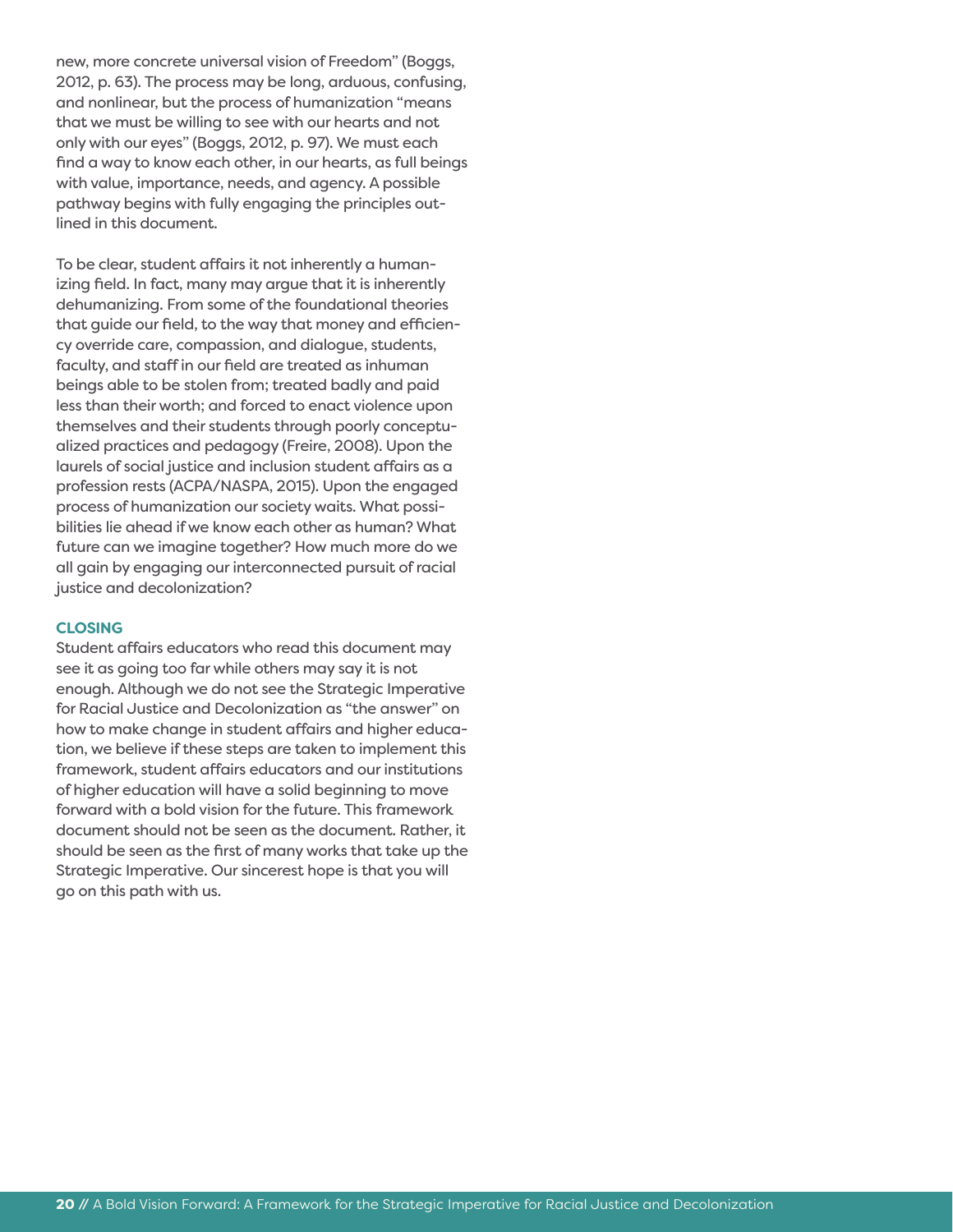new, more concrete universal vision of Freedom" (Boggs, 2012, p. 63). The process may be long, arduous, confusing, and nonlinear, but the process of humanization "means that we must be willing to see with our hearts and not only with our eyes" (Boggs, 2012, p. 97). We must each find a way to know each other, in our hearts, as full beings with value, importance, needs, and agency. A possible pathway begins with fully engaging the principles outlined in this document.

To be clear, student affairs it not inherently a humanizing field. In fact, many may argue that it is inherently dehumanizing. From some of the foundational theories that guide our field, to the way that money and efficiency override care, compassion, and dialogue, students, faculty, and staff in our field are treated as inhuman beings able to be stolen from; treated badly and paid less than their worth; and forced to enact violence upon themselves and their students through poorly conceptualized practices and pedagogy (Freire, 2008). Upon the laurels of social justice and inclusion student affairs as a profession rests (ACPA/NASPA, 2015). Upon the engaged process of humanization our society waits. What possibilities lie ahead if we know each other as human? What future can we imagine together? How much more do we all gain by engaging our interconnected pursuit of racial justice and decolonization?

## CLOSING

Student affairs educators who read this document may see it as going too far while others may say it is not enough. Although we do not see the Strategic Imperative for Racial Justice and Decolonization as "the answer" on how to make change in student affairs and higher education, we believe if these steps are taken to implement this framework, student affairs educators and our institutions of higher education will have a solid beginning to move forward with a bold vision for the future. This framework document should not be seen as the document. Rather, it should be seen as the first of many works that take up the Strategic Imperative. Our sincerest hope is that you will go on this path with us.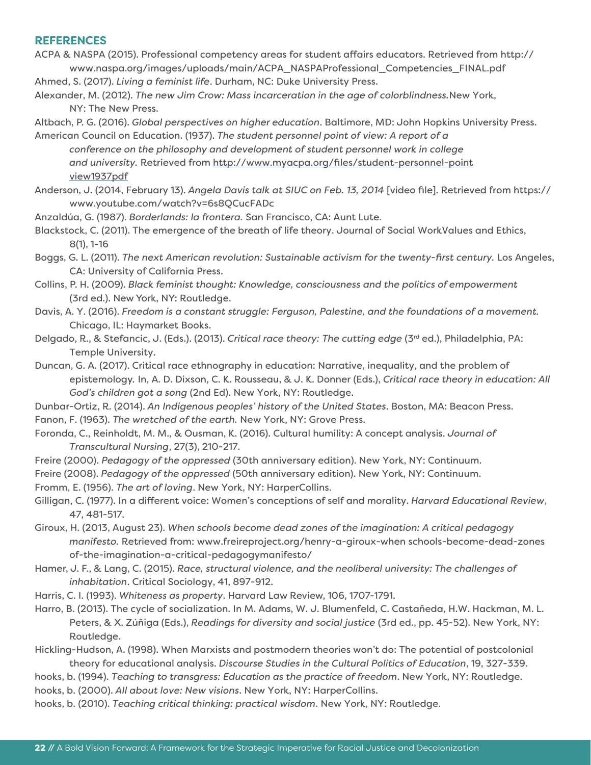## REFERENCES

ACPA & NASPA (2015). Professional competency areas for student affairs educators. Retrieved from http://www.naspa.org/images/uploads/main/ACPA_NASPAProfessional_Competencies_FINAL.pdf

Ahmed, S. (2017). *Living a feminist life*. Durham, NC: Duke University Press.

Alexander, M. (2012). *The new Jim Crow: Mass incarceration in the age of colorblindness.*New York, NY: The New Press.

Altbach, P. G. (2016). *Global perspectives on higher education*. Baltimore, MD: John Hopkins University Press.

American Council on Education. (1937). *The student personnel point of view: A report of a conference on the philosophy and development of student personnel work in college and university.* Retrieved from http://www.myacpa.org/files/student-personnel-point view1937pdf

Anderson, J. (2014, February 13). *Angela Davis talk at SIUC on Feb. 13, 2014* [video file]. Retrieved from https://www.youtube.com/watch?v=6s8QCucFADc

Anzaldúa, G. (1987). *Borderlands: la frontera.* San Francisco, CA: Aunt Lute.

Blackstock, C. (2011). The emergence of the breath of life theory. Journal of Social WorkValues and Ethics, 8(1), 1-16

Boggs, G. L. (2011). *The next American revolution: Sustainable activism for the twenty-first century.* Los Angeles, CA: University of California Press.

Collins, P. H. (2009). *Black feminist thought: Knowledge, consciousness and the politics of empowerment* (3rd ed.). New York, NY: Routledge.

Davis, A. Y. (2016). *Freedom is a constant struggle: Ferguson, Palestine, and the foundations of a movement.* Chicago, IL: Haymarket Books.

Delgado, R., & Stefancic, J. (Eds.). (2013). *Critical race theory: The cutting edge* (3rd ed.), Philadelphia, PA: Temple University.

Duncan, G. A. (2017). Critical race ethnography in education: Narrative, inequality, and the problem of epistemology. In, A. D. Dixson, C. K. Rousseau, & J. K. Donner (Eds.), *Critical race theory in education: All God's children got a song* (2nd Ed). New York, NY: Routledge.

Dunbar-Ortiz, R. (2014). *An Indigenous peoples' history of the United States*. Boston, MA: Beacon Press.

Fanon, F. (1963). *The wretched of the earth.* New York, NY: Grove Press.

Foronda, C., Reinholdt, M. M., & Ousman, K. (2016). Cultural humility: A concept analysis. *Journal of Transcultural Nursing*, 27(3), 210-217.

Freire (2000). *Pedagogy of the oppressed* (30th anniversary edition). New York, NY: Continuum.

Freire (2008). *Pedagogy of the oppressed* (50th anniversary edition). New York, NY: Continuum.

Fromm, E. (1956). *The art of loving*. New York, NY: HarperCollins.

Gilligan, C. (1977). In a different voice: Women's conceptions of self and morality. *Harvard Educational Review*, 47, 481-517.

Giroux, H. (2013, August 23). *When schools become dead zones of the imagination: A critical pedagogy manifesto.* Retrieved from: www.freireproject.org/henry-a-giroux-when schools-become-dead-zones of-the-imagination-a-critical-pedagogymanifesto/

Hamer, J. F., & Lang, C. (2015). *Race, structural violence, and the neoliberal university: The challenges of inhabitation*. Critical Sociology, 41, 897-912.

Harris, C. I. (1993). *Whiteness as property*. Harvard Law Review, 106, 1707-1791.

Harro, B. (2013). The cycle of socialization. In M. Adams, W. J. Blumenfeld, C. Castañeda, H.W. Hackman, M. L. Peters, & X. Zúñiga (Eds.), *Readings for diversity and social justice* (3rd ed., pp. 45-52). New York, NY: Routledge.

Hickling-Hudson, A. (1998). When Marxists and postmodern theories won't do: The potential of postcolonial theory for educational analysis. *Discourse Studies in the Cultural Politics of Education*, 19, 327-339.

hooks, b. (1994). *Teaching to transgress: Education as the practice of freedom*. New York, NY: Routledge.

hooks, b. (2000). *All about love: New visions*. New York, NY: HarperCollins.

hooks, b. (2010). *Teaching critical thinking: practical wisdom*. New York, NY: Routledge.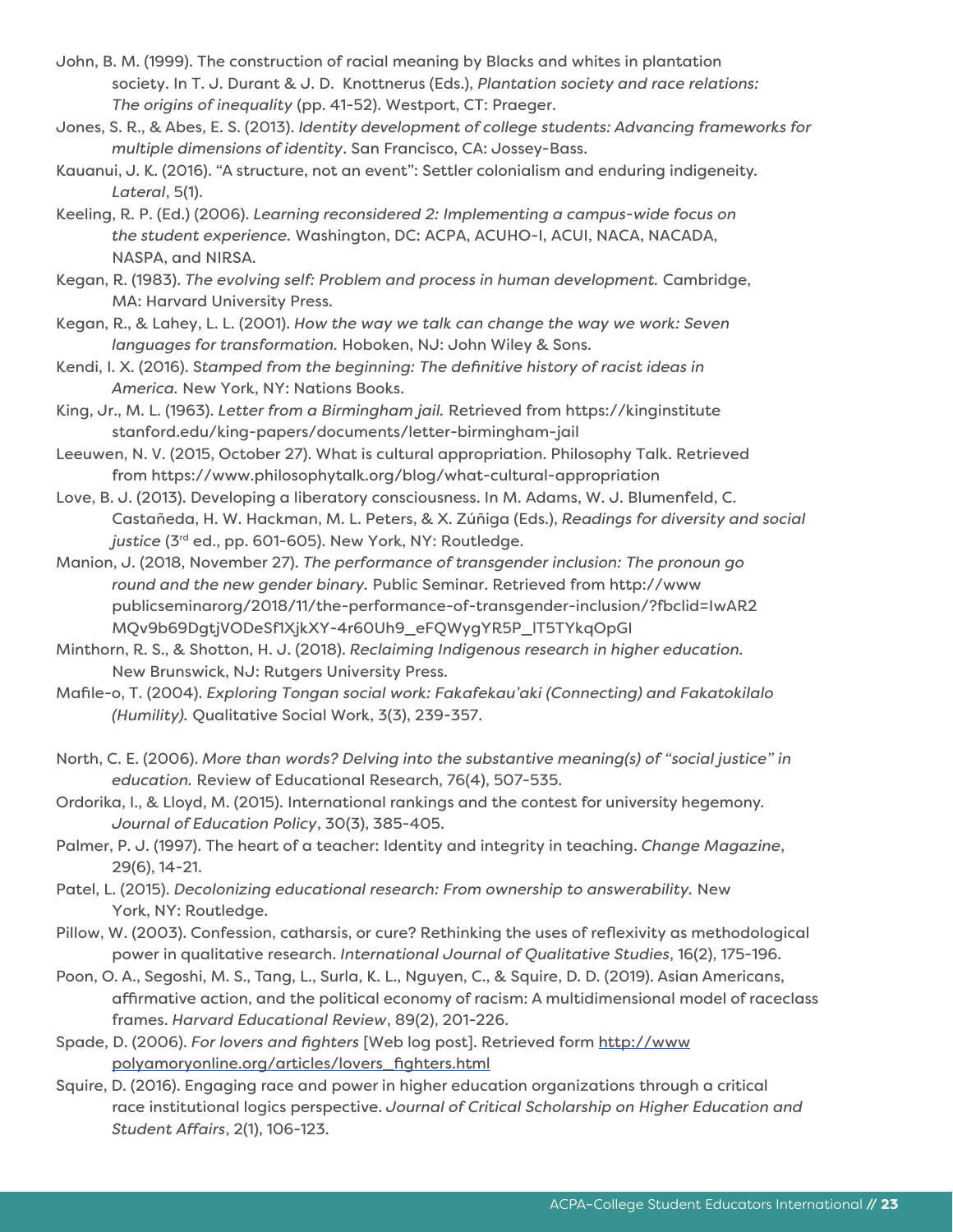John, B. M. (1999). The construction of racial meaning by Blacks and whites in plantation society. In T. J. Durant & J. D. Knottnerus (Eds.), *Plantation society and race relations: The origins of inequality* (pp. 41-52). Westport, CT: Praeger.

Jones, S. R., & Abes, E. S. (2013). *Identity development of college students: Advancing frameworks for multiple dimensions of identity*. San Francisco, CA: Jossey-Bass.

Kauanui, J. K. (2016). "A structure, not an event": Settler colonialism and enduring indigeneity. *Lateral*, 5(1).

Keeling, R. P. (Ed.) (2006). *Learning reconsidered 2: Implementing a campus-wide focus on the student experience.* Washington, DC: ACPA, ACUHO-I, ACUI, NACA, NACADA, NASPA, and NIRSA.

Kegan, R. (1983). *The evolving self: Problem and process in human development.* Cambridge, MA: Harvard University Press.

Kegan, R., & Lahey, L. L. (2001). *How the way we talk can change the way we work: Seven languages for transformation.* Hoboken, NJ: John Wiley & Sons.

Kendi, I. X. (2016). S*tamped from the beginning: The definitive history of racist ideas in America.* New York, NY: Nations Books.

King, Jr., M. L. (1963). *Letter from a Birmingham jail.* Retrieved from https://kinginstitute stanford.edu/king-papers/documents/letter-birmingham-jail

Leeuwen, N. V. (2015, October 27). What is cultural appropriation. Philosophy Talk. Retrieved from https://www.philosophytalk.org/blog/what-cultural-appropriation

Love, B. J. (2013). Developing a liberatory consciousness. In M. Adams, W. J. Blumenfeld, C. Castañeda, H. W. Hackman, M. L. Peters, & X. Zúñiga (Eds.), *Readings for diversity and social justice* (3rd ed., pp. 601-605). New York, NY: Routledge.

Manion, J. (2018, November 27). *The performance of transgender inclusion: The pronoun go round and the new gender binary.* Public Seminar. Retrieved from http://www publicseminarorg/2018/11/the-performance-of-transgender-inclusion/?fbclid=IwAR2 MQv9b69DgtjVODeSf1XjkXY-4r60Uh9_eFQWygYR5P_lT5TYkqOpGI

Minthorn, R. S., & Shotton, H. J. (2018). *Reclaiming Indigenous research in higher education.* New Brunswick, NJ: Rutgers University Press.

Mafile-o, T. (2004). *Exploring Tongan social work: Fakafekau'aki (Connecting) and Fakatokilalo (Humility).* Qualitative Social Work, 3(3), 239-357.

North, C. E. (2006). *More than words? Delving into the substantive meaning(s) of "social justice" in education.* Review of Educational Research, 76(4), 507-535.

Ordorika, I., & Lloyd, M. (2015). International rankings and the contest for university hegemony. *Journal of Education Policy*, 30(3), 385-405.

Palmer, P. J. (1997). The heart of a teacher: Identity and integrity in teaching. *Change Magazine*, 29(6), 14-21.

Patel, L. (2015). *Decolonizing educational research: From ownership to answerability.* New York, NY: Routledge.

Pillow, W. (2003). Confession, catharsis, or cure? Rethinking the uses of reflexivity as methodological power in qualitative research. *International Journal of Qualitative Studies*, 16(2), 175-196.

Poon, O. A., Segoshi, M. S., Tang, L., Surla, K. L., Nguyen, C., & Squire, D. D. (2019). Asian Americans, affirmative action, and the political economy of racism: A multidimensional model of raceclass frames. *Harvard Educational Review*, 89(2), 201-226.

Spade, D. (2006). *For lovers and fighters* [Web log post]. Retrieved form http://www polyamoryonline.org/articles/lovers_fighters.html

Squire, D. (2016). Engaging race and power in higher education organizations through a critical race institutional logics perspective. *Journal of Critical Scholarship on Higher Education and Student Affairs*, 2(1), 106-123.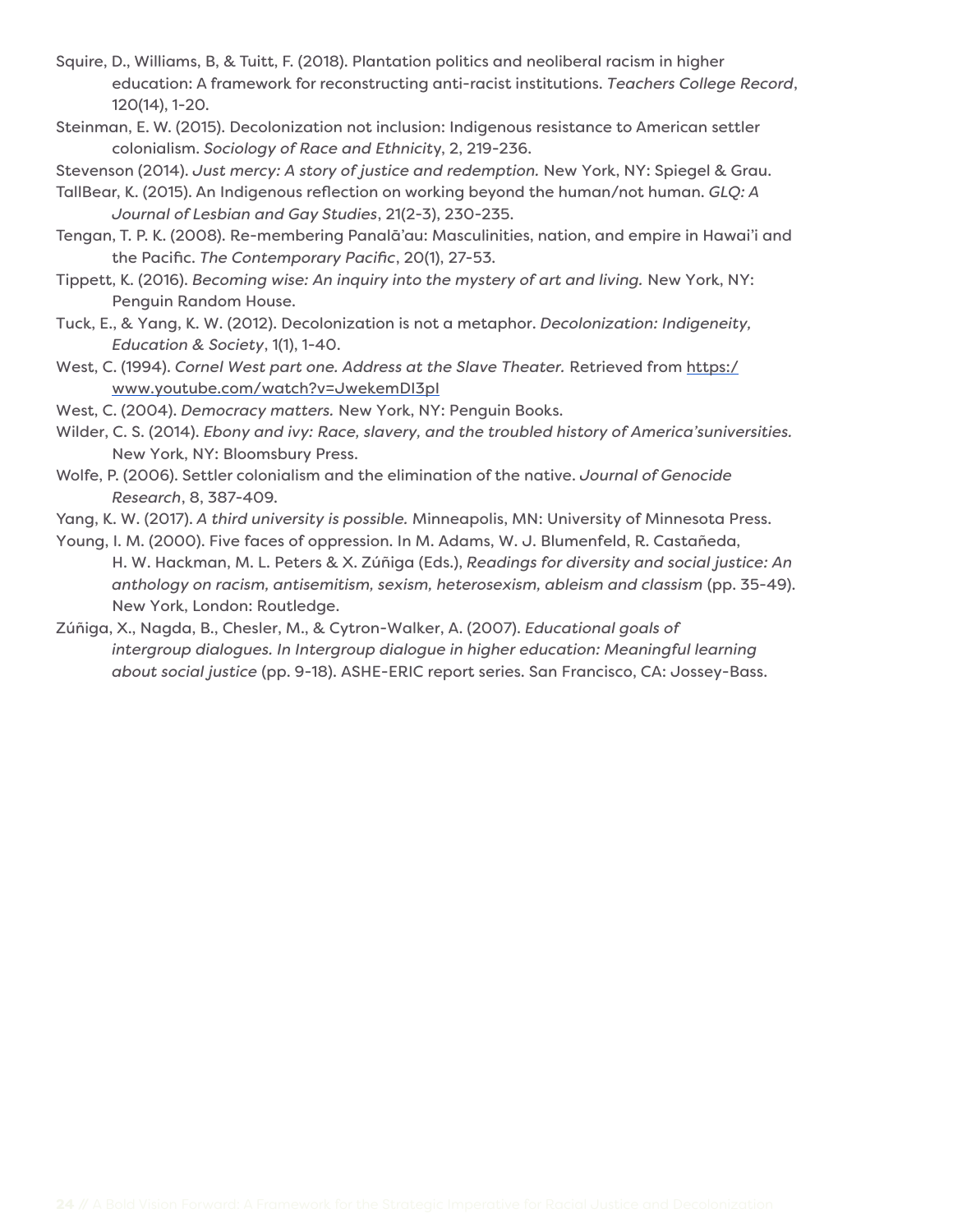Squire, D., Williams, B, & Tuitt, F. (2018). Plantation politics and neoliberal racism in higher education: A framework for reconstructing anti-racist institutions. *Teachers College Record*, 120(14), 1-20.

Steinman, E. W. (2015). Decolonization not inclusion: Indigenous resistance to American settler colonialism. *Sociology of Race and Ethnicity*, 2, 219-236.

Stevenson (2014). *Just mercy: A story of justice and redemption.* New York, NY: Spiegel & Grau.

TallBear, K. (2015). An Indigenous reflection on working beyond the human/not human. *GLQ: A Journal of Lesbian and Gay Studies*, 21(2-3), 230-235.

Tengan, T. P. K. (2008). Re-membering Panalā'au: Masculinities, nation, and empire in Hawai'i and the Pacific. *The Contemporary Pacific*, 20(1), 27-53.

Tippett, K. (2016). *Becoming wise: An inquiry into the mystery of art and living.* New York, NY: Penguin Random House.

Tuck, E., & Yang, K. W. (2012). Decolonization is not a metaphor. *Decolonization: Indigeneity, Education & Society*, 1(1), 1-40.

West, C. (1994). *Cornel West part one. Address at the Slave Theater.* Retrieved from https:/www.youtube.com/watch?v=JwekemDI3pI

West, C. (2004). *Democracy matters.* New York, NY: Penguin Books.

Wilder, C. S. (2014). *Ebony and ivy: Race, slavery, and the troubled history of America'suniversities.* New York, NY: Bloomsbury Press.

Wolfe, P. (2006). Settler colonialism and the elimination of the native. *Journal of Genocide Research*, 8, 387-409.

Yang, K. W. (2017). *A third university is possible.* Minneapolis, MN: University of Minnesota Press.

Young, I. M. (2000). Five faces of oppression. In M. Adams, W. J. Blumenfeld, R. Castañeda, H. W. Hackman, M. L. Peters & X. Zúñiga (Eds.), *Readings for diversity and social justice: An anthology on racism, antisemitism, sexism, heterosexism, ableism and classism* (pp. 35-49). New York, London: Routledge.

Zúñiga, X., Nagda, B., Chesler, M., & Cytron-Walker, A. (2007). *Educational goals of intergroup dialogues. In Intergroup dialogue in higher education: Meaningful learning about social justice* (pp. 9-18). ASHE-ERIC report series. San Francisco, CA: Jossey-Bass.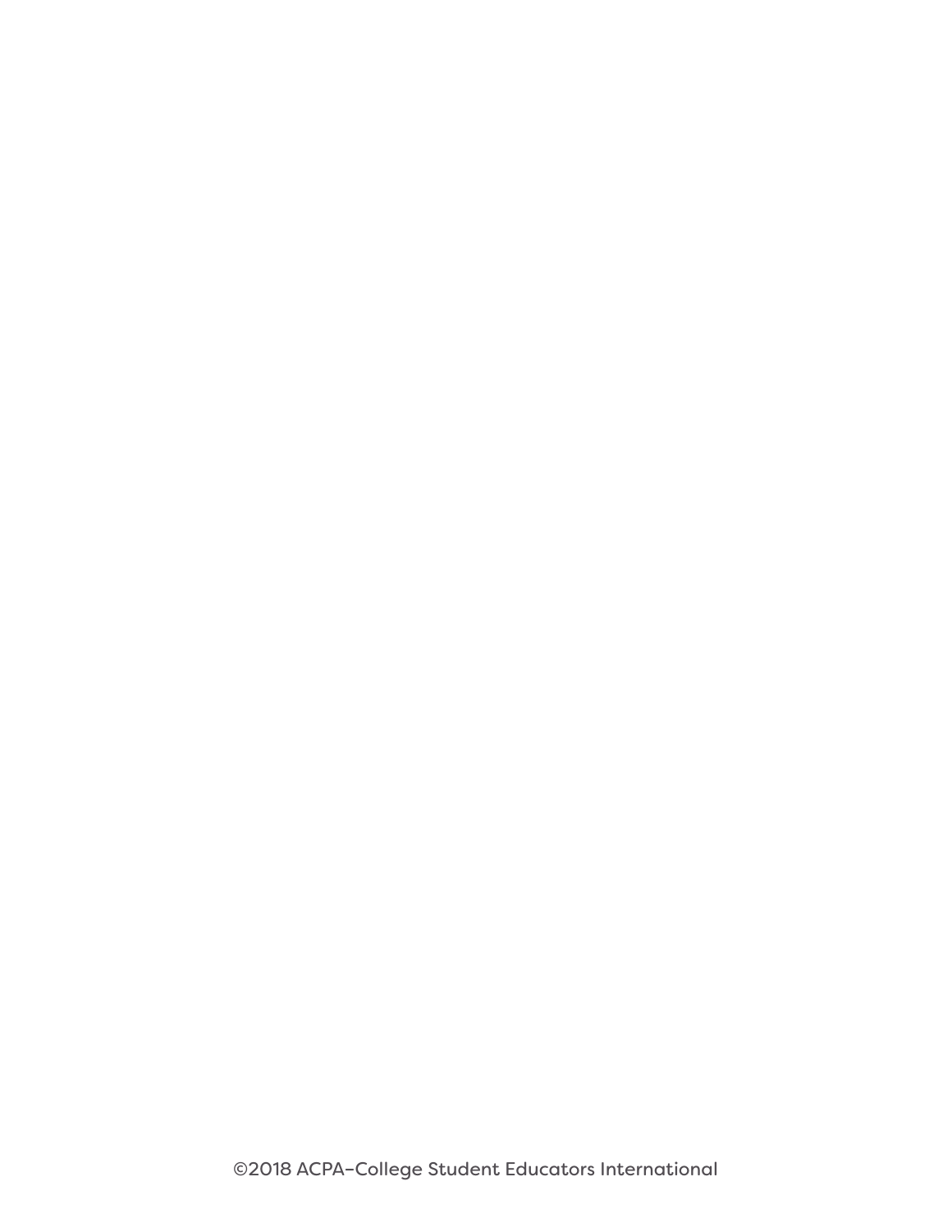©2018 ACPA–College Student Educators International